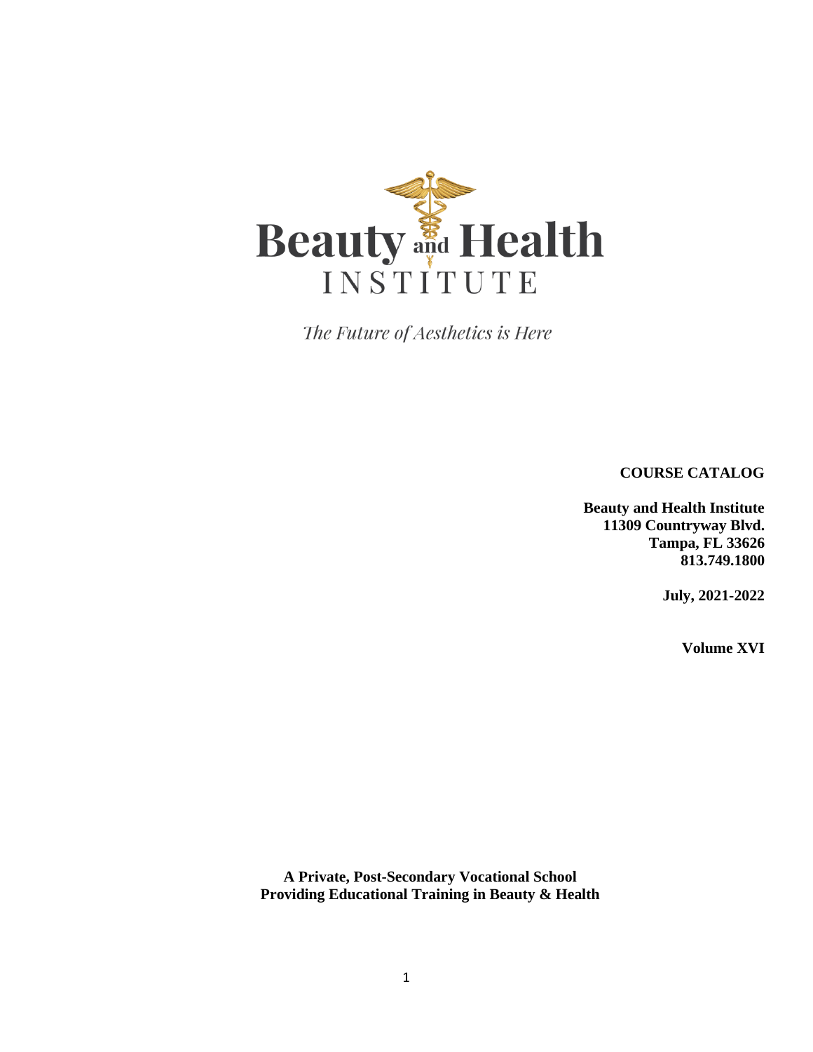# Beauty and Health INSTITUTE

*The Future of Aesthetics is Here*

**COURSE CATALOG**

**Beauty and Health Institute**
**11309 Countryway Blvd.**
**Tampa, FL 33626**
**813.749.1800**

**July, 2021-2022**

**Volume XVI**

**A Private, Post-Secondary Vocational School**
**Providing Educational Training in Beauty & Health**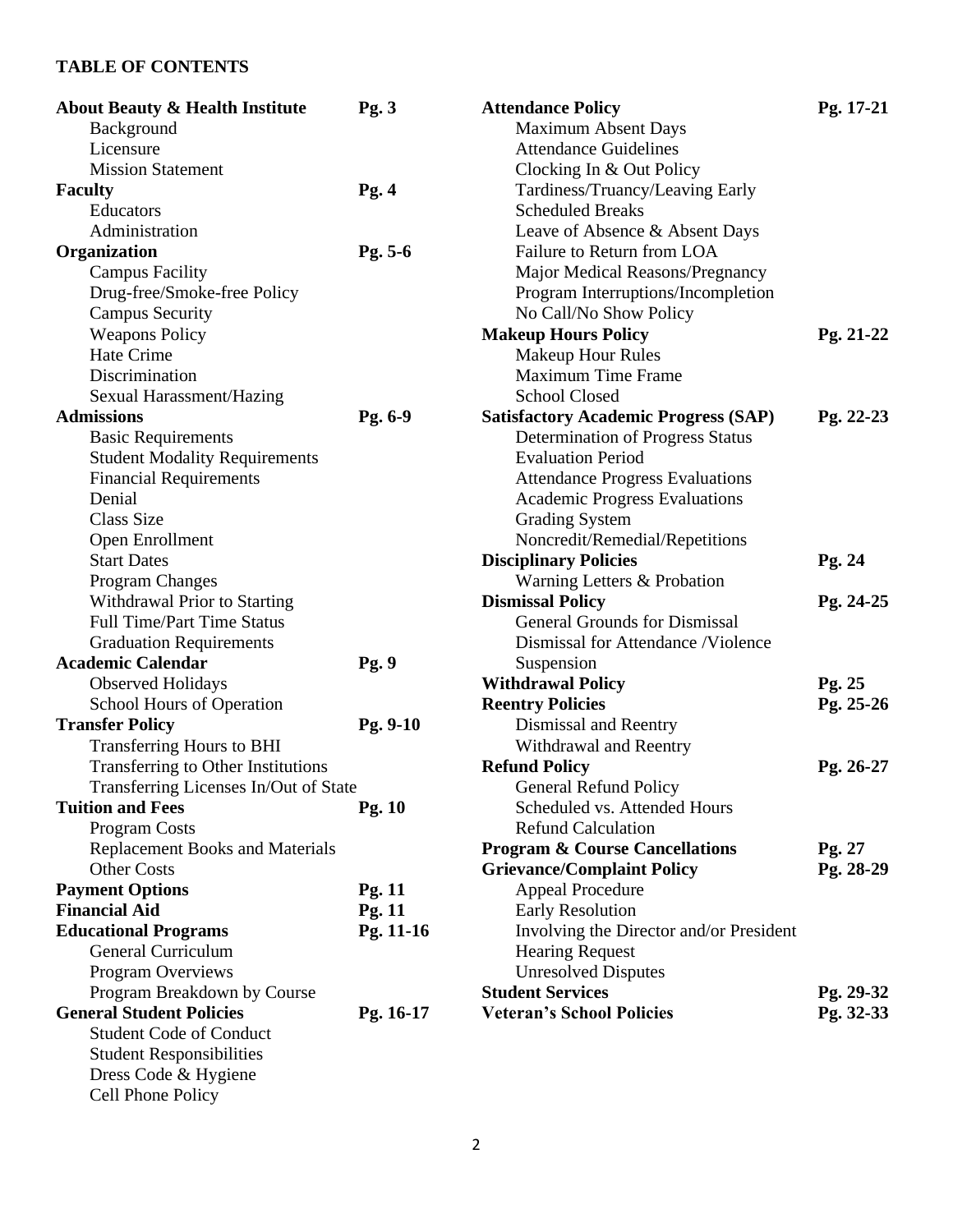**TABLE OF CONTENTS**

| Section | Page |
|---|---|
| **About Beauty & Health Institute** | **Pg. 3** |
| Background | |
| Licensure | |
| Mission Statement | |
| **Faculty** | **Pg. 4** |
| Educators | |
| Administration | |
| **Organization** | **Pg. 5-6** |
| Campus Facility | |
| Drug-free/Smoke-free Policy | |
| Campus Security | |
| Weapons Policy | |
| Hate Crime | |
| Discrimination | |
| Sexual Harassment/Hazing | |
| **Admissions** | **Pg. 6-9** |
| Basic Requirements | |
| Student Modality Requirements | |
| Financial Requirements | |
| Denial | |
| Class Size | |
| Open Enrollment | |
| Start Dates | |
| Program Changes | |
| Withdrawal Prior to Starting | |
| Full Time/Part Time Status | |
| Graduation Requirements | |
| **Academic Calendar** | **Pg. 9** |
| Observed Holidays | |
| School Hours of Operation | |
| **Transfer Policy** | **Pg. 9-10** |
| Transferring Hours to BHI | |
| Transferring to Other Institutions | |
| Transferring Licenses In/Out of State | |
| **Tuition and Fees** | **Pg. 10** |
| Program Costs | |
| Replacement Books and Materials | |
| Other Costs | |
| **Payment Options** | **Pg. 11** |
| **Financial Aid** | **Pg. 11** |
| **Educational Programs** | **Pg. 11-16** |
| General Curriculum | |
| Program Overviews | |
| Program Breakdown by Course | |
| **General Student Policies** | **Pg. 16-17** |
| Student Code of Conduct | |
| Student Responsibilities | |
| Dress Code & Hygiene | |
| Cell Phone Policy | |
| **Attendance Policy** | **Pg. 17-21** |
| Maximum Absent Days | |
| Attendance Guidelines | |
| Clocking In & Out Policy | |
| Tardiness/Truancy/Leaving Early | |
| Scheduled Breaks | |
| Leave of Absence & Absent Days | |
| Failure to Return from LOA | |
| Major Medical Reasons/Pregnancy | |
| Program Interruptions/Incompletion | |
| No Call/No Show Policy | |
| **Makeup Hours Policy** | **Pg. 21-22** |
| Makeup Hour Rules | |
| Maximum Time Frame | |
| School Closed | |
| **Satisfactory Academic Progress (SAP)** | **Pg. 22-23** |
| Determination of Progress Status | |
| Evaluation Period | |
| Attendance Progress Evaluations | |
| Academic Progress Evaluations | |
| Grading System | |
| Noncredit/Remedial/Repetitions | |
| **Disciplinary Policies** | **Pg. 24** |
| Warning Letters & Probation | |
| **Dismissal Policy** | **Pg. 24-25** |
| General Grounds for Dismissal | |
| Dismissal for Attendance /Violence | |
| Suspension | |
| **Withdrawal Policy** | **Pg. 25** |
| **Reentry Policies** | **Pg. 25-26** |
| Dismissal and Reentry | |
| Withdrawal and Reentry | |
| **Refund Policy** | **Pg. 26-27** |
| General Refund Policy | |
| Scheduled vs. Attended Hours | |
| Refund Calculation | |
| **Program & Course Cancellations** | **Pg. 27** |
| **Grievance/Complaint Policy** | **Pg. 28-29** |
| Appeal Procedure | |
| Early Resolution | |
| Involving the Director and/or President | |
| Hearing Request | |
| Unresolved Disputes | |
| **Student Services** | **Pg. 29-32** |
| **Veteran's School Policies** | **Pg. 32-33** |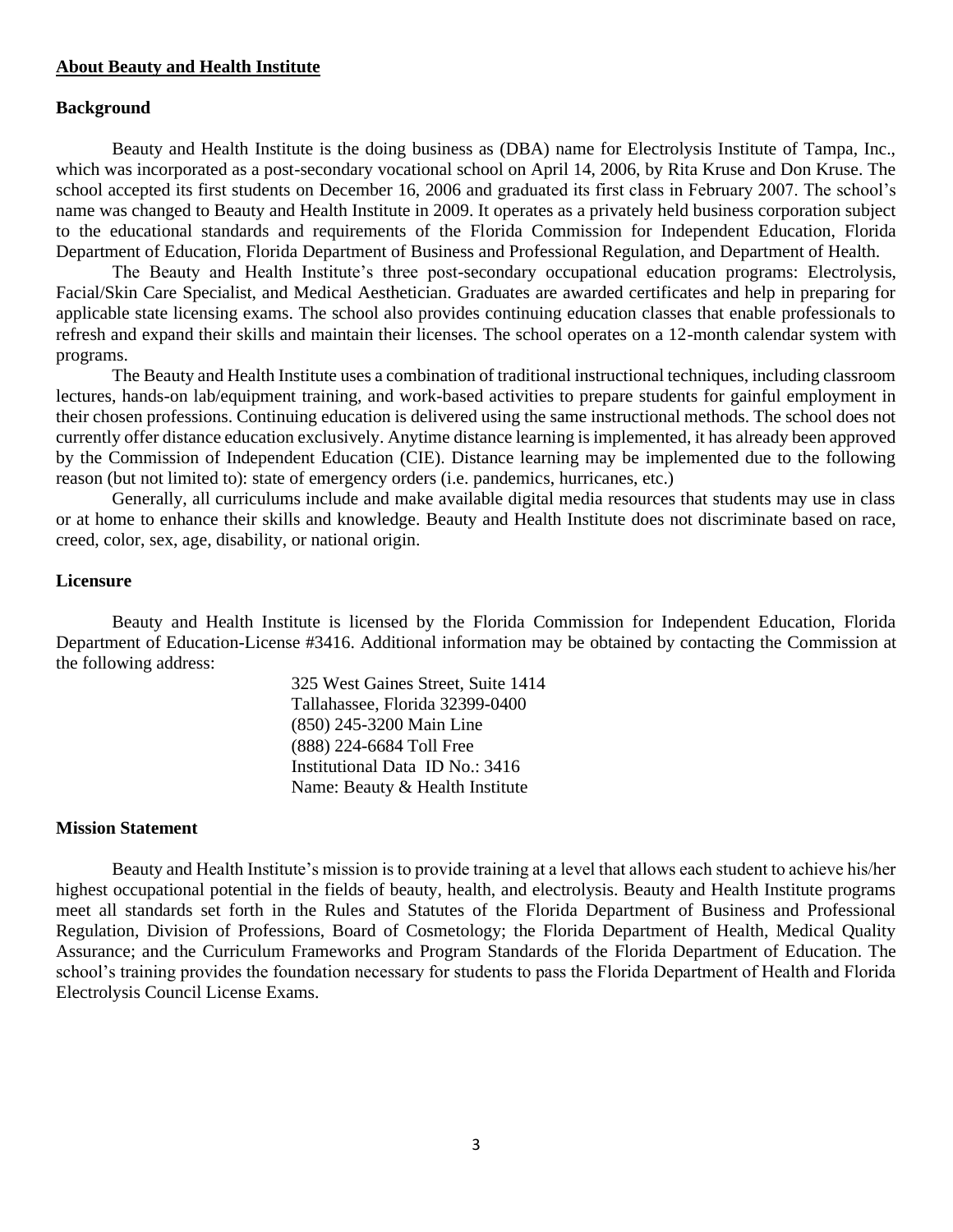## **About Beauty and Health Institute**

### Background

Beauty and Health Institute is the doing business as (DBA) name for Electrolysis Institute of Tampa, Inc., which was incorporated as a post-secondary vocational school on April 14, 2006, by Rita Kruse and Don Kruse. The school accepted its first students on December 16, 2006 and graduated its first class in February 2007. The school's name was changed to Beauty and Health Institute in 2009. It operates as a privately held business corporation subject to the educational standards and requirements of the Florida Commission for Independent Education, Florida Department of Education, Florida Department of Business and Professional Regulation, and Department of Health.

The Beauty and Health Institute's three post-secondary occupational education programs: Electrolysis, Facial/Skin Care Specialist, and Medical Aesthetician. Graduates are awarded certificates and help in preparing for applicable state licensing exams. The school also provides continuing education classes that enable professionals to refresh and expand their skills and maintain their licenses. The school operates on a 12-month calendar system with programs.

The Beauty and Health Institute uses a combination of traditional instructional techniques, including classroom lectures, hands-on lab/equipment training, and work-based activities to prepare students for gainful employment in their chosen professions. Continuing education is delivered using the same instructional methods. The school does not currently offer distance education exclusively. Anytime distance learning is implemented, it has already been approved by the Commission of Independent Education (CIE). Distance learning may be implemented due to the following reason (but not limited to): state of emergency orders (i.e. pandemics, hurricanes, etc.)

Generally, all curriculums include and make available digital media resources that students may use in class or at home to enhance their skills and knowledge. Beauty and Health Institute does not discriminate based on race, creed, color, sex, age, disability, or national origin.

### Licensure

Beauty and Health Institute is licensed by the Florida Commission for Independent Education, Florida Department of Education-License #3416. Additional information may be obtained by contacting the Commission at the following address:

325 West Gaines Street, Suite 1414
Tallahassee, Florida 32399-0400
(850) 245-3200 Main Line
(888) 224-6684 Toll Free
Institutional Data ID No.: 3416
Name: Beauty & Health Institute

### Mission Statement

Beauty and Health Institute's mission is to provide training at a level that allows each student to achieve his/her highest occupational potential in the fields of beauty, health, and electrolysis. Beauty and Health Institute programs meet all standards set forth in the Rules and Statutes of the Florida Department of Business and Professional Regulation, Division of Professions, Board of Cosmetology; the Florida Department of Health, Medical Quality Assurance; and the Curriculum Frameworks and Program Standards of the Florida Department of Education. The school's training provides the foundation necessary for students to pass the Florida Department of Health and Florida Electrolysis Council License Exams.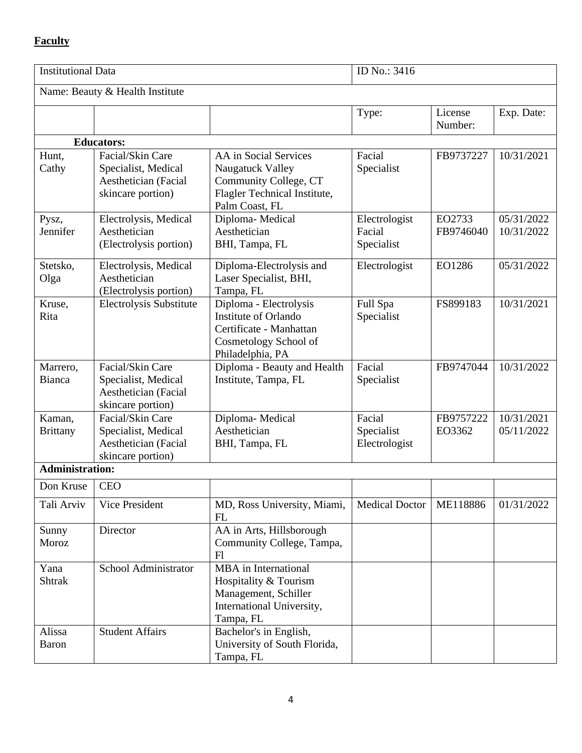**Faculty**

| Institutional Data | | | ID No.: 3416 | | |
|---|---|---|---|---|---|
| Name: Beauty & Health Institute | | | | | |
| | | | Type: | License Number: | Exp. Date: |
| **Educators:** | | | | | |
| Hunt, Cathy | Facial/Skin Care Specialist, Medical Aesthetician (Facial skincare portion) | AA in Social Services Naugatuck Valley Community College, CT Flagler Technical Institute, Palm Coast, FL | Facial Specialist | FB9737227 | 10/31/2021 |
| Pysz, Jennifer | Electrolysis, Medical Aesthetician (Electrolysis portion) | Diploma- Medical Aesthetician BHI, Tampa, FL | Electrologist Facial Specialist | EO2733 FB9746040 | 05/31/2022 10/31/2022 |
| Stetsko, Olga | Electrolysis, Medical Aesthetician (Electrolysis portion) | Diploma-Electrolysis and Laser Specialist, BHI, Tampa, FL | Electrologist | EO1286 | 05/31/2022 |
| Kruse, Rita | Electrolysis Substitute | Diploma - Electrolysis Institute of Orlando Certificate - Manhattan Cosmetology School of Philadelphia, PA | Full Spa Specialist | FS899183 | 10/31/2021 |
| Marrero, Bianca | Facial/Skin Care Specialist, Medical Aesthetician (Facial skincare portion) | Diploma - Beauty and Health Institute, Tampa, FL | Facial Specialist | FB9747044 | 10/31/2022 |
| Kaman, Brittany | Facial/Skin Care Specialist, Medical Aesthetician (Facial skincare portion) | Diploma- Medical Aesthetician BHI, Tampa, FL | Facial Specialist Electrologist | FB9757222 EO3362 | 10/31/2021 05/11/2022 |
| **Administration:** | | | | | |
| Don Kruse | CEO | | | | |
| Tali Arviv | Vice President | MD, Ross University, Miami, FL | Medical Doctor | ME118886 | 01/31/2022 |
| Sunny Moroz | Director | AA in Arts, Hillsborough Community College, Tampa, Fl | | | |
| Yana Shtrak | School Administrator | MBA in International Hospitality & Tourism Management, Schiller International University, Tampa, FL | | | |
| Alissa Baron | Student Affairs | Bachelor's in English, University of South Florida, Tampa, FL | | | |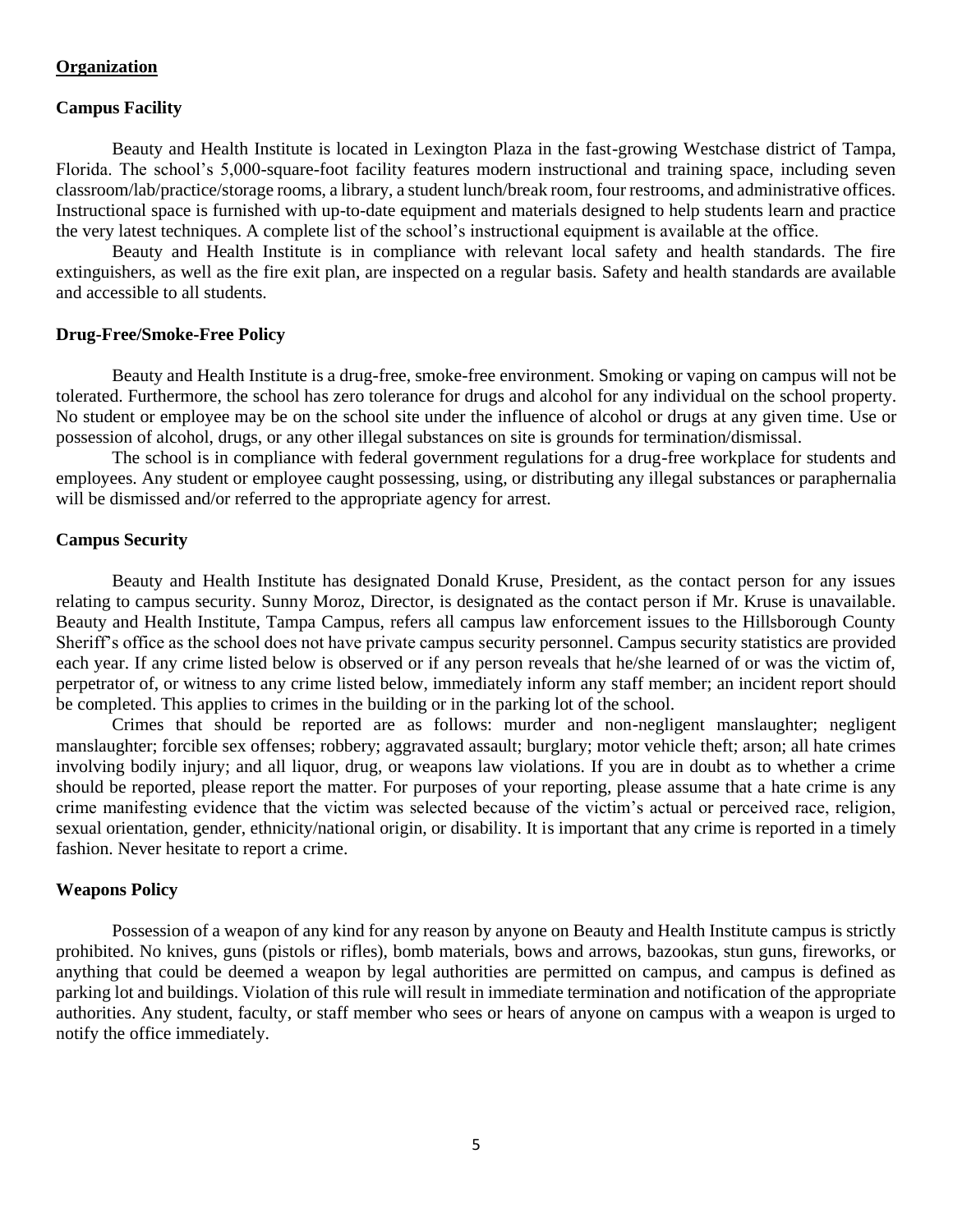## Organization

### Campus Facility

Beauty and Health Institute is located in Lexington Plaza in the fast-growing Westchase district of Tampa, Florida. The school's 5,000-square-foot facility features modern instructional and training space, including seven classroom/lab/practice/storage rooms, a library, a student lunch/break room, four restrooms, and administrative offices. Instructional space is furnished with up-to-date equipment and materials designed to help students learn and practice the very latest techniques. A complete list of the school's instructional equipment is available at the office.

Beauty and Health Institute is in compliance with relevant local safety and health standards. The fire extinguishers, as well as the fire exit plan, are inspected on a regular basis. Safety and health standards are available and accessible to all students.

### Drug-Free/Smoke-Free Policy

Beauty and Health Institute is a drug-free, smoke-free environment. Smoking or vaping on campus will not be tolerated. Furthermore, the school has zero tolerance for drugs and alcohol for any individual on the school property. No student or employee may be on the school site under the influence of alcohol or drugs at any given time. Use or possession of alcohol, drugs, or any other illegal substances on site is grounds for termination/dismissal.

The school is in compliance with federal government regulations for a drug-free workplace for students and employees. Any student or employee caught possessing, using, or distributing any illegal substances or paraphernalia will be dismissed and/or referred to the appropriate agency for arrest.

### Campus Security

Beauty and Health Institute has designated Donald Kruse, President, as the contact person for any issues relating to campus security. Sunny Moroz, Director, is designated as the contact person if Mr. Kruse is unavailable. Beauty and Health Institute, Tampa Campus, refers all campus law enforcement issues to the Hillsborough County Sheriff's office as the school does not have private campus security personnel. Campus security statistics are provided each year. If any crime listed below is observed or if any person reveals that he/she learned of or was the victim of, perpetrator of, or witness to any crime listed below, immediately inform any staff member; an incident report should be completed. This applies to crimes in the building or in the parking lot of the school.

Crimes that should be reported are as follows: murder and non-negligent manslaughter; negligent manslaughter; forcible sex offenses; robbery; aggravated assault; burglary; motor vehicle theft; arson; all hate crimes involving bodily injury; and all liquor, drug, or weapons law violations. If you are in doubt as to whether a crime should be reported, please report the matter. For purposes of your reporting, please assume that a hate crime is any crime manifesting evidence that the victim was selected because of the victim's actual or perceived race, religion, sexual orientation, gender, ethnicity/national origin, or disability. It is important that any crime is reported in a timely fashion. Never hesitate to report a crime.

### Weapons Policy

Possession of a weapon of any kind for any reason by anyone on Beauty and Health Institute campus is strictly prohibited. No knives, guns (pistols or rifles), bomb materials, bows and arrows, bazookas, stun guns, fireworks, or anything that could be deemed a weapon by legal authorities are permitted on campus, and campus is defined as parking lot and buildings. Violation of this rule will result in immediate termination and notification of the appropriate authorities. Any student, faculty, or staff member who sees or hears of anyone on campus with a weapon is urged to notify the office immediately.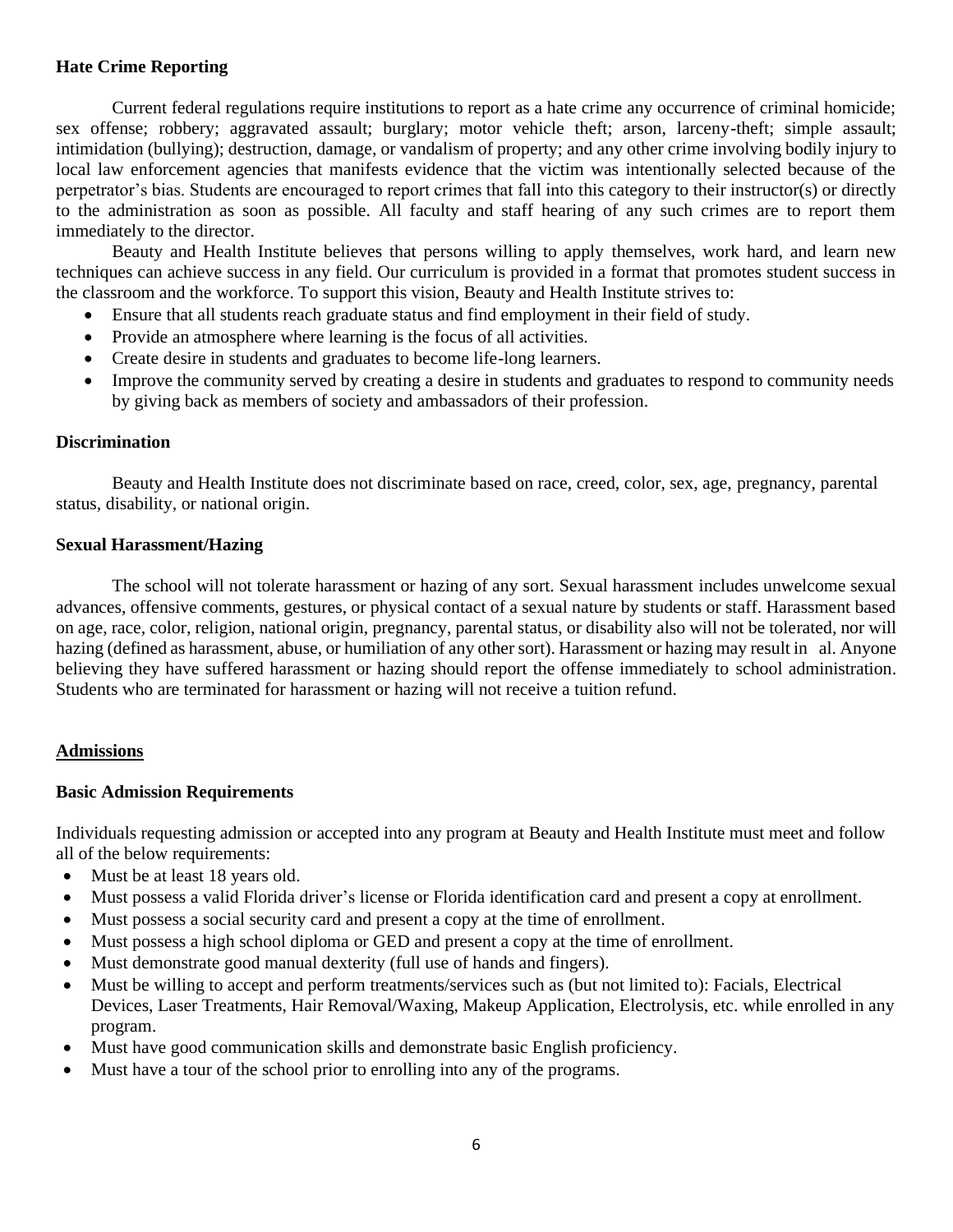**Hate Crime Reporting**

Current federal regulations require institutions to report as a hate crime any occurrence of criminal homicide; sex offense; robbery; aggravated assault; burglary; motor vehicle theft; arson, larceny-theft; simple assault; intimidation (bullying); destruction, damage, or vandalism of property; and any other crime involving bodily injury to local law enforcement agencies that manifests evidence that the victim was intentionally selected because of the perpetrator's bias. Students are encouraged to report crimes that fall into this category to their instructor(s) or directly to the administration as soon as possible. All faculty and staff hearing of any such crimes are to report them immediately to the director.

Beauty and Health Institute believes that persons willing to apply themselves, work hard, and learn new techniques can achieve success in any field. Our curriculum is provided in a format that promotes student success in the classroom and the workforce. To support this vision, Beauty and Health Institute strives to:

- Ensure that all students reach graduate status and find employment in their field of study.
- Provide an atmosphere where learning is the focus of all activities.
- Create desire in students and graduates to become life-long learners.
- Improve the community served by creating a desire in students and graduates to respond to community needs by giving back as members of society and ambassadors of their profession.

**Discrimination**

Beauty and Health Institute does not discriminate based on race, creed, color, sex, age, pregnancy, parental status, disability, or national origin.

**Sexual Harassment/Hazing**

The school will not tolerate harassment or hazing of any sort. Sexual harassment includes unwelcome sexual advances, offensive comments, gestures, or physical contact of a sexual nature by students or staff. Harassment based on age, race, color, religion, national origin, pregnancy, parental status, or disability also will not be tolerated, nor will hazing (defined as harassment, abuse, or humiliation of any other sort). Harassment or hazing may result in al. Anyone believing they have suffered harassment or hazing should report the offense immediately to school administration. Students who are terminated for harassment or hazing will not receive a tuition refund.

## Admissions

**Basic Admission Requirements**

Individuals requesting admission or accepted into any program at Beauty and Health Institute must meet and follow all of the below requirements:

- Must be at least 18 years old.
- Must possess a valid Florida driver's license or Florida identification card and present a copy at enrollment.
- Must possess a social security card and present a copy at the time of enrollment.
- Must possess a high school diploma or GED and present a copy at the time of enrollment.
- Must demonstrate good manual dexterity (full use of hands and fingers).
- Must be willing to accept and perform treatments/services such as (but not limited to): Facials, Electrical Devices, Laser Treatments, Hair Removal/Waxing, Makeup Application, Electrolysis, etc. while enrolled in any program.
- Must have good communication skills and demonstrate basic English proficiency.
- Must have a tour of the school prior to enrolling into any of the programs.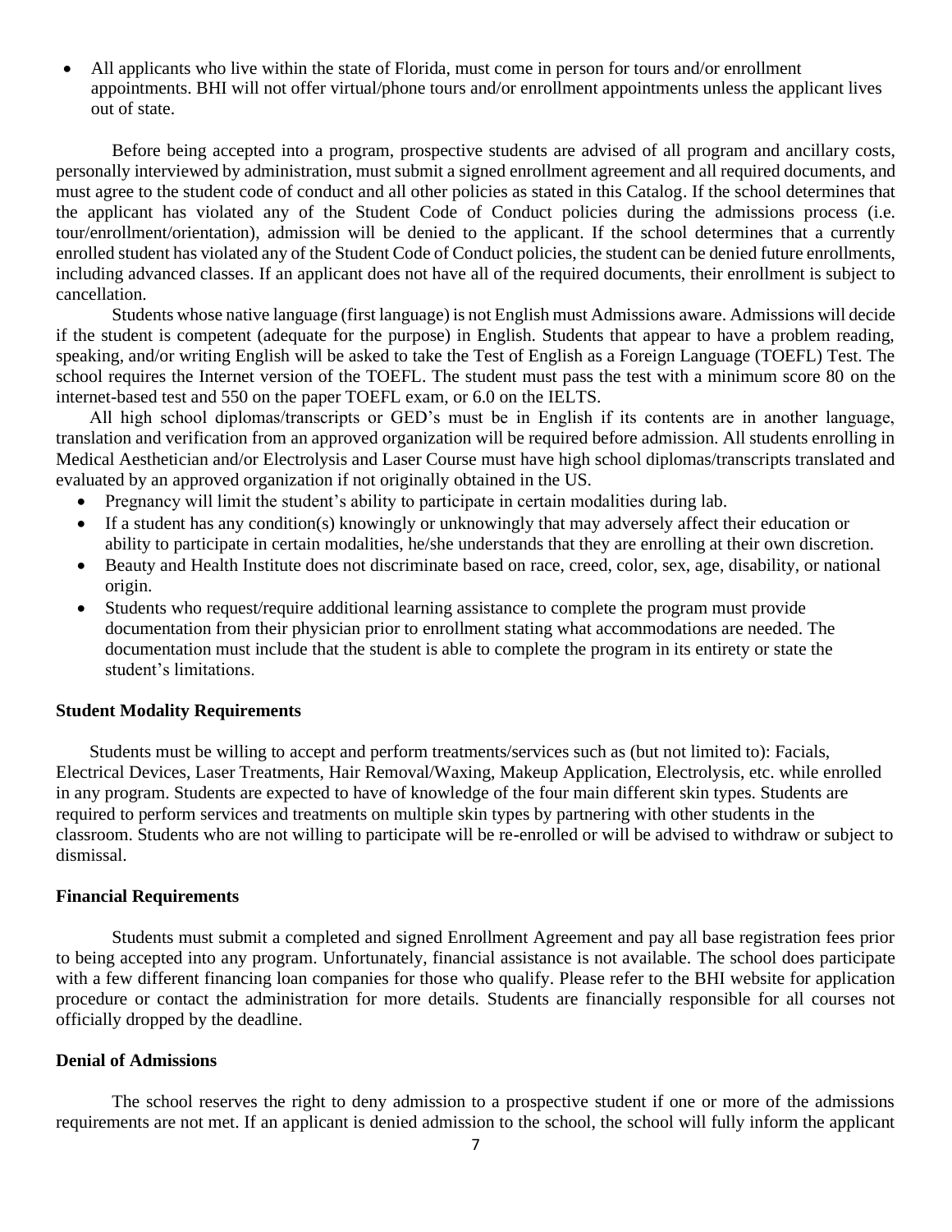- All applicants who live within the state of Florida, must come in person for tours and/or enrollment appointments. BHI will not offer virtual/phone tours and/or enrollment appointments unless the applicant lives out of state.

Before being accepted into a program, prospective students are advised of all program and ancillary costs, personally interviewed by administration, must submit a signed enrollment agreement and all required documents, and must agree to the student code of conduct and all other policies as stated in this Catalog. If the school determines that the applicant has violated any of the Student Code of Conduct policies during the admissions process (i.e. tour/enrollment/orientation), admission will be denied to the applicant. If the school determines that a currently enrolled student has violated any of the Student Code of Conduct policies, the student can be denied future enrollments, including advanced classes. If an applicant does not have all of the required documents, their enrollment is subject to cancellation.

Students whose native language (first language) is not English must Admissions aware. Admissions will decide if the student is competent (adequate for the purpose) in English. Students that appear to have a problem reading, speaking, and/or writing English will be asked to take the Test of English as a Foreign Language (TOEFL) Test. The school requires the Internet version of the TOEFL. The student must pass the test with a minimum score 80 on the internet-based test and 550 on the paper TOEFL exam, or 6.0 on the IELTS.

All high school diplomas/transcripts or GED's must be in English if its contents are in another language, translation and verification from an approved organization will be required before admission. All students enrolling in Medical Aesthetician and/or Electrolysis and Laser Course must have high school diplomas/transcripts translated and evaluated by an approved organization if not originally obtained in the US.

- Pregnancy will limit the student's ability to participate in certain modalities during lab.
- If a student has any condition(s) knowingly or unknowingly that may adversely affect their education or ability to participate in certain modalities, he/she understands that they are enrolling at their own discretion.
- Beauty and Health Institute does not discriminate based on race, creed, color, sex, age, disability, or national origin.
- Students who request/require additional learning assistance to complete the program must provide documentation from their physician prior to enrollment stating what accommodations are needed. The documentation must include that the student is able to complete the program in its entirety or state the student's limitations.

**Student Modality Requirements**

Students must be willing to accept and perform treatments/services such as (but not limited to): Facials, Electrical Devices, Laser Treatments, Hair Removal/Waxing, Makeup Application, Electrolysis, etc. while enrolled in any program. Students are expected to have of knowledge of the four main different skin types. Students are required to perform services and treatments on multiple skin types by partnering with other students in the classroom. Students who are not willing to participate will be re-enrolled or will be advised to withdraw or subject to dismissal.

**Financial Requirements**

Students must submit a completed and signed Enrollment Agreement and pay all base registration fees prior to being accepted into any program. Unfortunately, financial assistance is not available. The school does participate with a few different financing loan companies for those who qualify. Please refer to the BHI website for application procedure or contact the administration for more details. Students are financially responsible for all courses not officially dropped by the deadline.

**Denial of Admissions**

The school reserves the right to deny admission to a prospective student if one or more of the admissions requirements are not met. If an applicant is denied admission to the school, the school will fully inform the applicant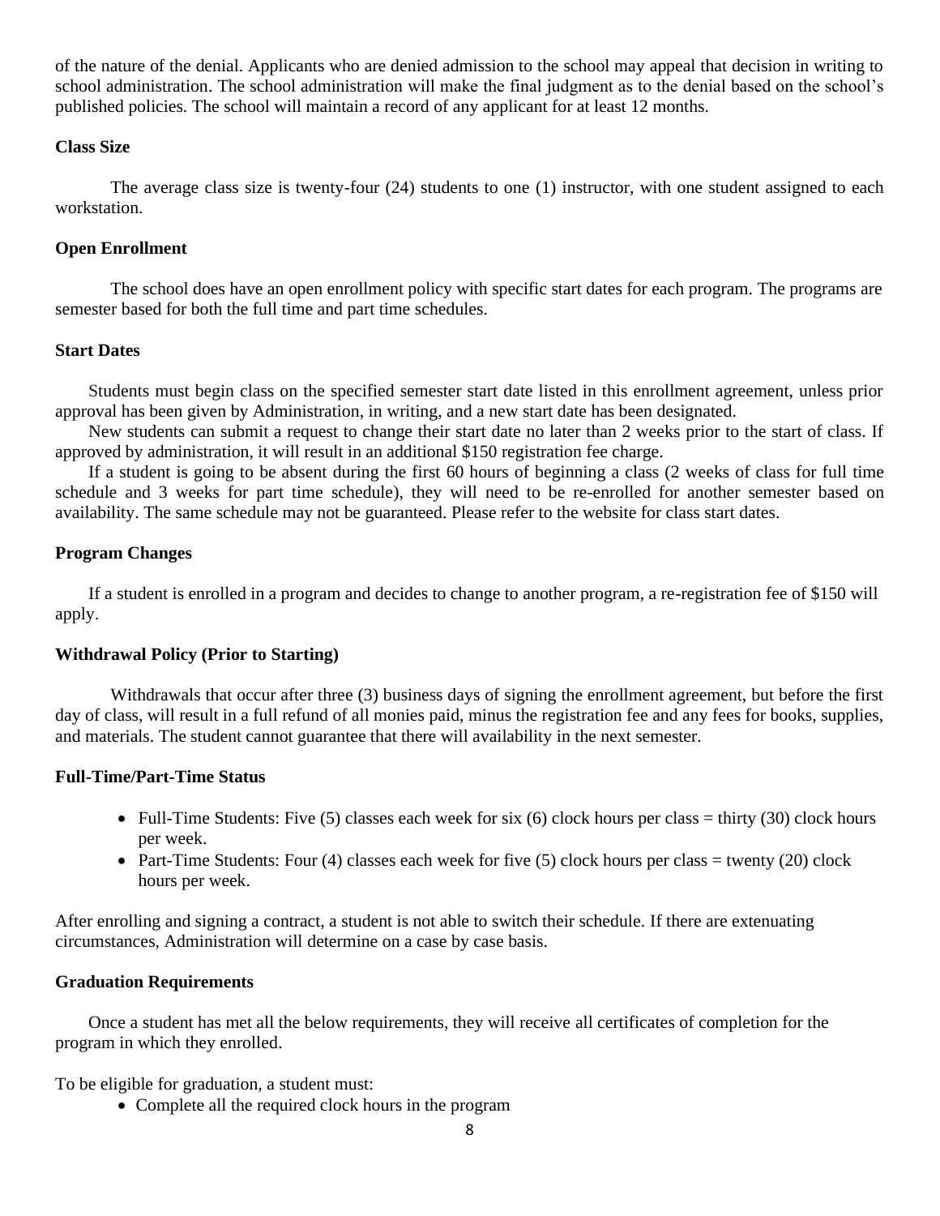of the nature of the denial. Applicants who are denied admission to the school may appeal that decision in writing to school administration. The school administration will make the final judgment as to the denial based on the school's published policies. The school will maintain a record of any applicant for at least 12 months.

**Class Size**

The average class size is twenty-four (24) students to one (1) instructor, with one student assigned to each workstation.

**Open Enrollment**

The school does have an open enrollment policy with specific start dates for each program. The programs are semester based for both the full time and part time schedules.

**Start Dates**

Students must begin class on the specified semester start date listed in this enrollment agreement, unless prior approval has been given by Administration, in writing, and a new start date has been designated.

New students can submit a request to change their start date no later than 2 weeks prior to the start of class. If approved by administration, it will result in an additional $150 registration fee charge.

If a student is going to be absent during the first 60 hours of beginning a class (2 weeks of class for full time schedule and 3 weeks for part time schedule), they will need to be re-enrolled for another semester based on availability. The same schedule may not be guaranteed. Please refer to the website for class start dates.

**Program Changes**

If a student is enrolled in a program and decides to change to another program, a re-registration fee of $150 will apply.

**Withdrawal Policy (Prior to Starting)**

Withdrawals that occur after three (3) business days of signing the enrollment agreement, but before the first day of class, will result in a full refund of all monies paid, minus the registration fee and any fees for books, supplies, and materials. The student cannot guarantee that there will availability in the next semester.

**Full-Time/Part-Time Status**

- Full-Time Students: Five (5) classes each week for six (6) clock hours per class = thirty (30) clock hours per week.
- Part-Time Students: Four (4) classes each week for five (5) clock hours per class = twenty (20) clock hours per week.

After enrolling and signing a contract, a student is not able to switch their schedule. If there are extenuating circumstances, Administration will determine on a case by case basis.

**Graduation Requirements**

Once a student has met all the below requirements, they will receive all certificates of completion for the program in which they enrolled.

To be eligible for graduation, a student must:

- Complete all the required clock hours in the program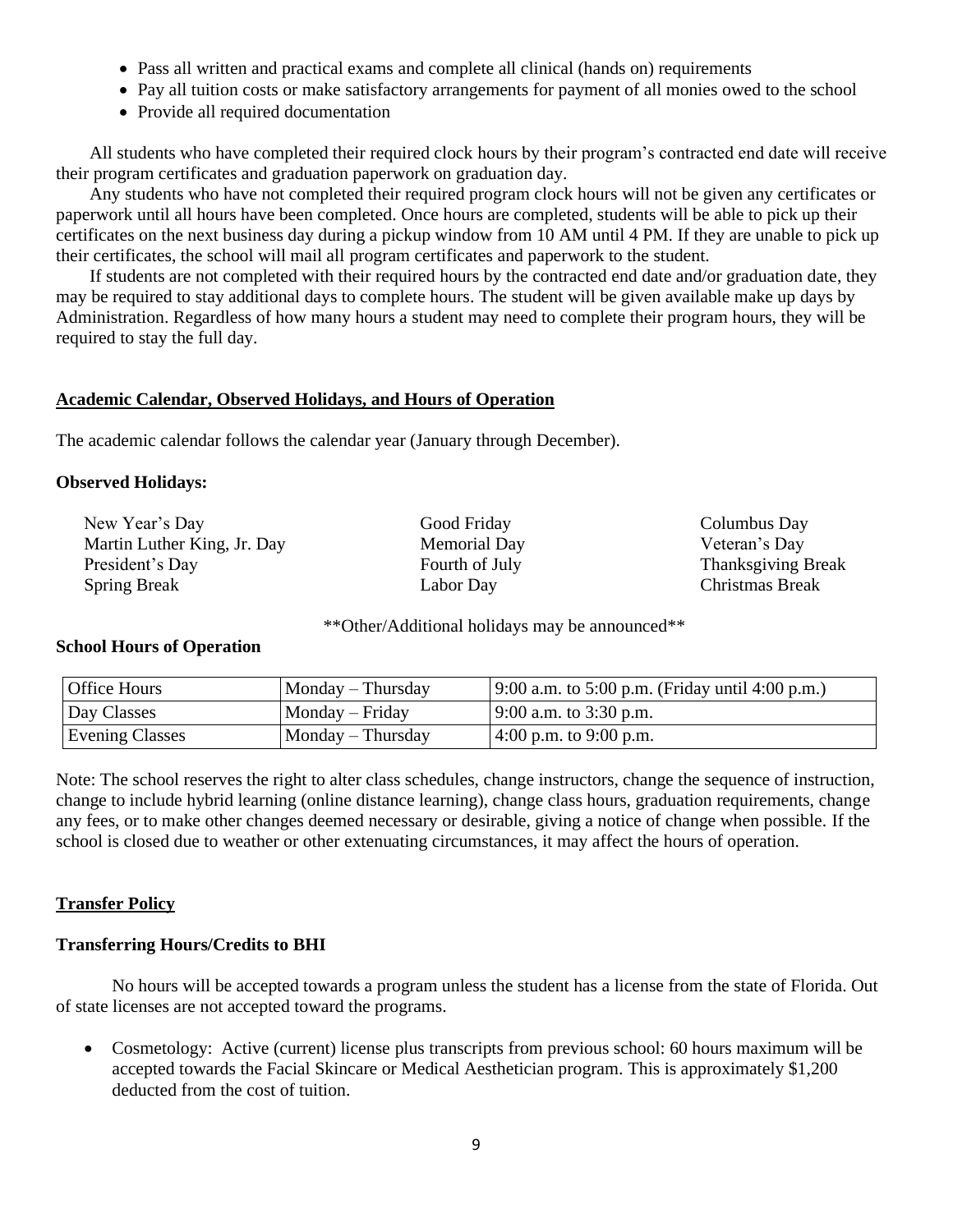- Pass all written and practical exams and complete all clinical (hands on) requirements
- Pay all tuition costs or make satisfactory arrangements for payment of all monies owed to the school
- Provide all required documentation

All students who have completed their required clock hours by their program's contracted end date will receive their program certificates and graduation paperwork on graduation day.

Any students who have not completed their required program clock hours will not be given any certificates or paperwork until all hours have been completed. Once hours are completed, students will be able to pick up their certificates on the next business day during a pickup window from 10 AM until 4 PM. If they are unable to pick up their certificates, the school will mail all program certificates and paperwork to the student.

If students are not completed with their required hours by the contracted end date and/or graduation date, they may be required to stay additional days to complete hours. The student will be given available make up days by Administration. Regardless of how many hours a student may need to complete their program hours, they will be required to stay the full day.

## Academic Calendar, Observed Holidays, and Hours of Operation

The academic calendar follows the calendar year (January through December).

**Observed Holidays:**

New Year's Day
Martin Luther King, Jr. Day
President's Day
Spring Break
Good Friday
Memorial Day
Fourth of July
Labor Day
Columbus Day
Veteran's Day
Thanksgiving Break
Christmas Break

\*\*Other/Additional holidays may be announced\*\*

**School Hours of Operation**

| Office Hours | Monday – Thursday | 9:00 a.m. to 5:00 p.m. (Friday until 4:00 p.m.) |
|---|---|---|
| Day Classes | Monday – Friday | 9:00 a.m. to 3:30 p.m. |
| Evening Classes | Monday – Thursday | 4:00 p.m. to 9:00 p.m. |

Note: The school reserves the right to alter class schedules, change instructors, change the sequence of instruction, change to include hybrid learning (online distance learning), change class hours, graduation requirements, change any fees, or to make other changes deemed necessary or desirable, giving a notice of change when possible. If the school is closed due to weather or other extenuating circumstances, it may affect the hours of operation.

## Transfer Policy

**Transferring Hours/Credits to BHI**

No hours will be accepted towards a program unless the student has a license from the state of Florida. Out of state licenses are not accepted toward the programs.

- Cosmetology: Active (current) license plus transcripts from previous school: 60 hours maximum will be accepted towards the Facial Skincare or Medical Aesthetician program. This is approximately $1,200 deducted from the cost of tuition.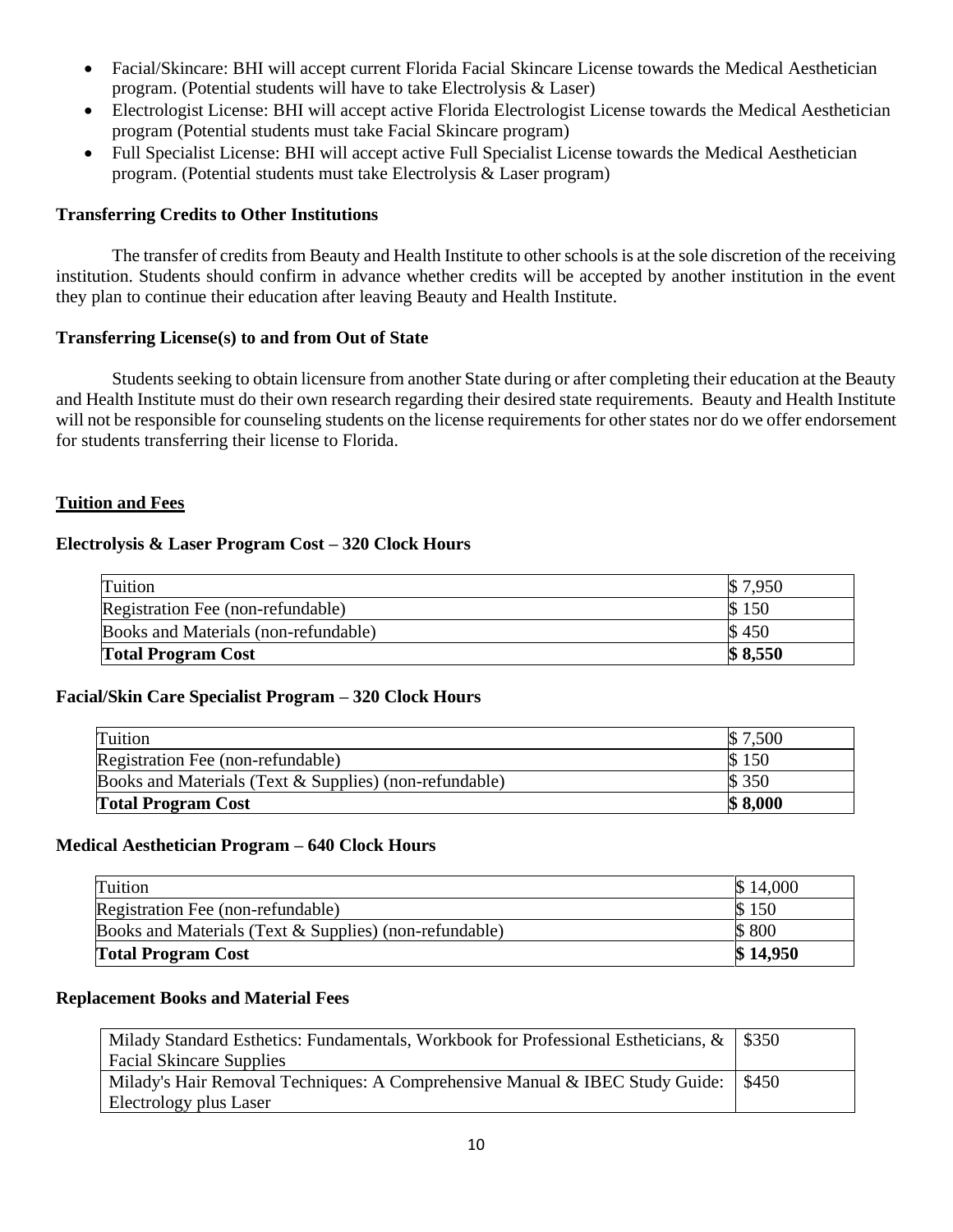- Facial/Skincare: BHI will accept current Florida Facial Skincare License towards the Medical Aesthetician program. (Potential students will have to take Electrolysis & Laser)
- Electrologist License: BHI will accept active Florida Electrologist License towards the Medical Aesthetician program (Potential students must take Facial Skincare program)
- Full Specialist License: BHI will accept active Full Specialist License towards the Medical Aesthetician program. (Potential students must take Electrolysis & Laser program)

**Transferring Credits to Other Institutions**

The transfer of credits from Beauty and Health Institute to other schools is at the sole discretion of the receiving institution. Students should confirm in advance whether credits will be accepted by another institution in the event they plan to continue their education after leaving Beauty and Health Institute.

**Transferring License(s) to and from Out of State**

Students seeking to obtain licensure from another State during or after completing their education at the Beauty and Health Institute must do their own research regarding their desired state requirements. Beauty and Health Institute will not be responsible for counseling students on the license requirements for other states nor do we offer endorsement for students transferring their license to Florida.

## Tuition and Fees

**Electrolysis & Laser Program Cost – 320 Clock Hours**

| | |
|---|---|
| Tuition | $ 7,950 |
| Registration Fee (non-refundable) | $ 150 |
| Books and Materials (non-refundable) | $ 450 |
| **Total Program Cost** | **$ 8,550** |

**Facial/Skin Care Specialist Program – 320 Clock Hours**

| | |
|---|---|
| Tuition | $ 7,500 |
| Registration Fee (non-refundable) | $ 150 |
| Books and Materials (Text & Supplies) (non-refundable) | $ 350 |
| **Total Program Cost** | **$ 8,000** |

**Medical Aesthetician Program – 640 Clock Hours**

| | |
|---|---|
| Tuition | $ 14,000 |
| Registration Fee (non-refundable) | $ 150 |
| Books and Materials (Text & Supplies) (non-refundable) | $ 800 |
| **Total Program Cost** | **$ 14,950** |

**Replacement Books and Material Fees**

| | |
|---|---|
| Milady Standard Esthetics: Fundamentals, Workbook for Professional Estheticians, & Facial Skincare Supplies | $350 |
| Milady's Hair Removal Techniques: A Comprehensive Manual & IBEC Study Guide: Electrology plus Laser | $450 |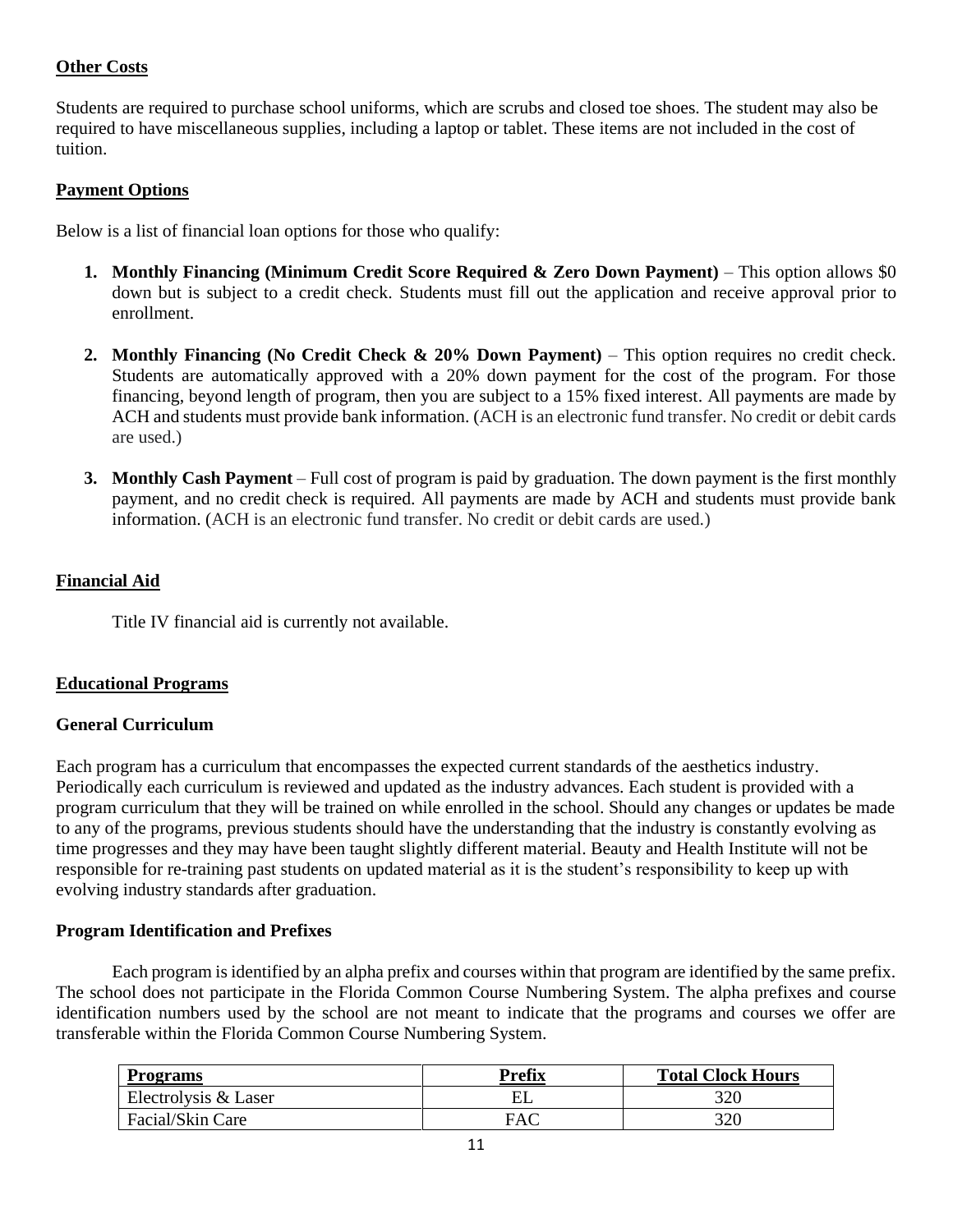## Other Costs

Students are required to purchase school uniforms, which are scrubs and closed toe shoes. The student may also be required to have miscellaneous supplies, including a laptop or tablet. These items are not included in the cost of tuition.

## Payment Options

Below is a list of financial loan options for those who qualify:

1. **Monthly Financing (Minimum Credit Score Required & Zero Down Payment)** – This option allows $0 down but is subject to a credit check. Students must fill out the application and receive approval prior to enrollment.

2. **Monthly Financing (No Credit Check & 20% Down Payment)** – This option requires no credit check. Students are automatically approved with a 20% down payment for the cost of the program. For those financing, beyond length of program, then you are subject to a 15% fixed interest. All payments are made by ACH and students must provide bank information. (ACH is an electronic fund transfer. No credit or debit cards are used.)

3. **Monthly Cash Payment** – Full cost of program is paid by graduation. The down payment is the first monthly payment, and no credit check is required. All payments are made by ACH and students must provide bank information. (ACH is an electronic fund transfer. No credit or debit cards are used.)

## Financial Aid

Title IV financial aid is currently not available.

## Educational Programs

### General Curriculum

Each program has a curriculum that encompasses the expected current standards of the aesthetics industry. Periodically each curriculum is reviewed and updated as the industry advances. Each student is provided with a program curriculum that they will be trained on while enrolled in the school. Should any changes or updates be made to any of the programs, previous students should have the understanding that the industry is constantly evolving as time progresses and they may have been taught slightly different material. Beauty and Health Institute will not be responsible for re-training past students on updated material as it is the student's responsibility to keep up with evolving industry standards after graduation.

### Program Identification and Prefixes

Each program is identified by an alpha prefix and courses within that program are identified by the same prefix. The school does not participate in the Florida Common Course Numbering System. The alpha prefixes and course identification numbers used by the school are not meant to indicate that the programs and courses we offer are transferable within the Florida Common Course Numbering System.

| Programs | Prefix | Total Clock Hours |
| --- | --- | --- |
| Electrolysis & Laser | EL | 320 |
| Facial/Skin Care | FAC | 320 |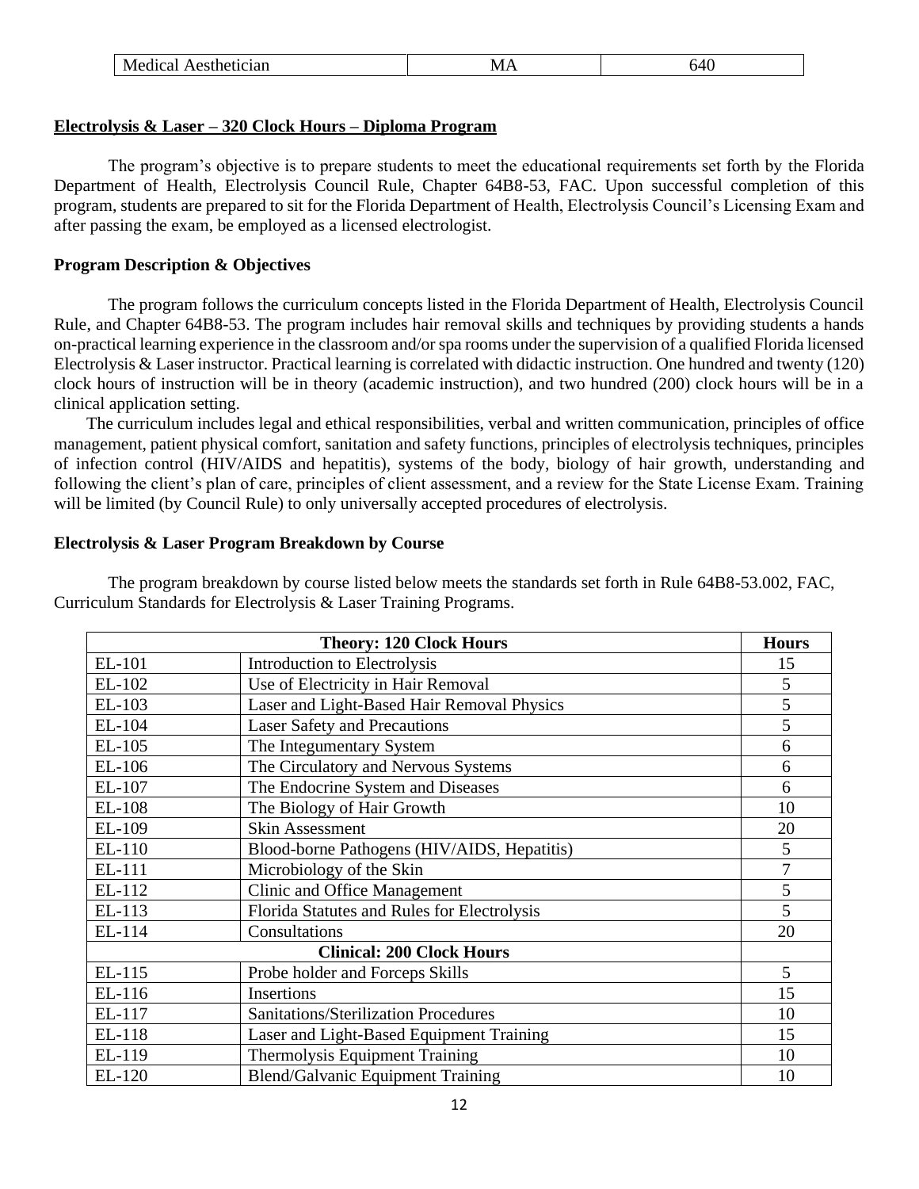| Medical Aesthetician | MA | 640 |
|---|---|---|

**<u>Electrolysis & Laser – 320 Clock Hours – Diploma Program</u>**

The program's objective is to prepare students to meet the educational requirements set forth by the Florida Department of Health, Electrolysis Council Rule, Chapter 64B8-53, FAC. Upon successful completion of this program, students are prepared to sit for the Florida Department of Health, Electrolysis Council's Licensing Exam and after passing the exam, be employed as a licensed electrologist.

**Program Description & Objectives**

The program follows the curriculum concepts listed in the Florida Department of Health, Electrolysis Council Rule, and Chapter 64B8-53. The program includes hair removal skills and techniques by providing students a hands on-practical learning experience in the classroom and/or spa rooms under the supervision of a qualified Florida licensed Electrolysis & Laser instructor. Practical learning is correlated with didactic instruction. One hundred and twenty (120) clock hours of instruction will be in theory (academic instruction), and two hundred (200) clock hours will be in a clinical application setting.

The curriculum includes legal and ethical responsibilities, verbal and written communication, principles of office management, patient physical comfort, sanitation and safety functions, principles of electrolysis techniques, principles of infection control (HIV/AIDS and hepatitis), systems of the body, biology of hair growth, understanding and following the client's plan of care, principles of client assessment, and a review for the State License Exam. Training will be limited (by Council Rule) to only universally accepted procedures of electrolysis.

**Electrolysis & Laser Program Breakdown by Course**

The program breakdown by course listed below meets the standards set forth in Rule 64B8-53.002, FAC, Curriculum Standards for Electrolysis & Laser Training Programs.

| Theory: 120 Clock Hours | | Hours |
|---|---|---|
| EL-101 | Introduction to Electrolysis | 15 |
| EL-102 | Use of Electricity in Hair Removal | 5 |
| EL-103 | Laser and Light-Based Hair Removal Physics | 5 |
| EL-104 | Laser Safety and Precautions | 5 |
| EL-105 | The Integumentary System | 6 |
| EL-106 | The Circulatory and Nervous Systems | 6 |
| EL-107 | The Endocrine System and Diseases | 6 |
| EL-108 | The Biology of Hair Growth | 10 |
| EL-109 | Skin Assessment | 20 |
| EL-110 | Blood-borne Pathogens (HIV/AIDS, Hepatitis) | 5 |
| EL-111 | Microbiology of the Skin | 7 |
| EL-112 | Clinic and Office Management | 5 |
| EL-113 | Florida Statutes and Rules for Electrolysis | 5 |
| EL-114 | Consultations | 20 |
| **Clinical: 200 Clock Hours** | | |
| EL-115 | Probe holder and Forceps Skills | 5 |
| EL-116 | Insertions | 15 |
| EL-117 | Sanitations/Sterilization Procedures | 10 |
| EL-118 | Laser and Light-Based Equipment Training | 15 |
| EL-119 | Thermolysis Equipment Training | 10 |
| EL-120 | Blend/Galvanic Equipment Training | 10 |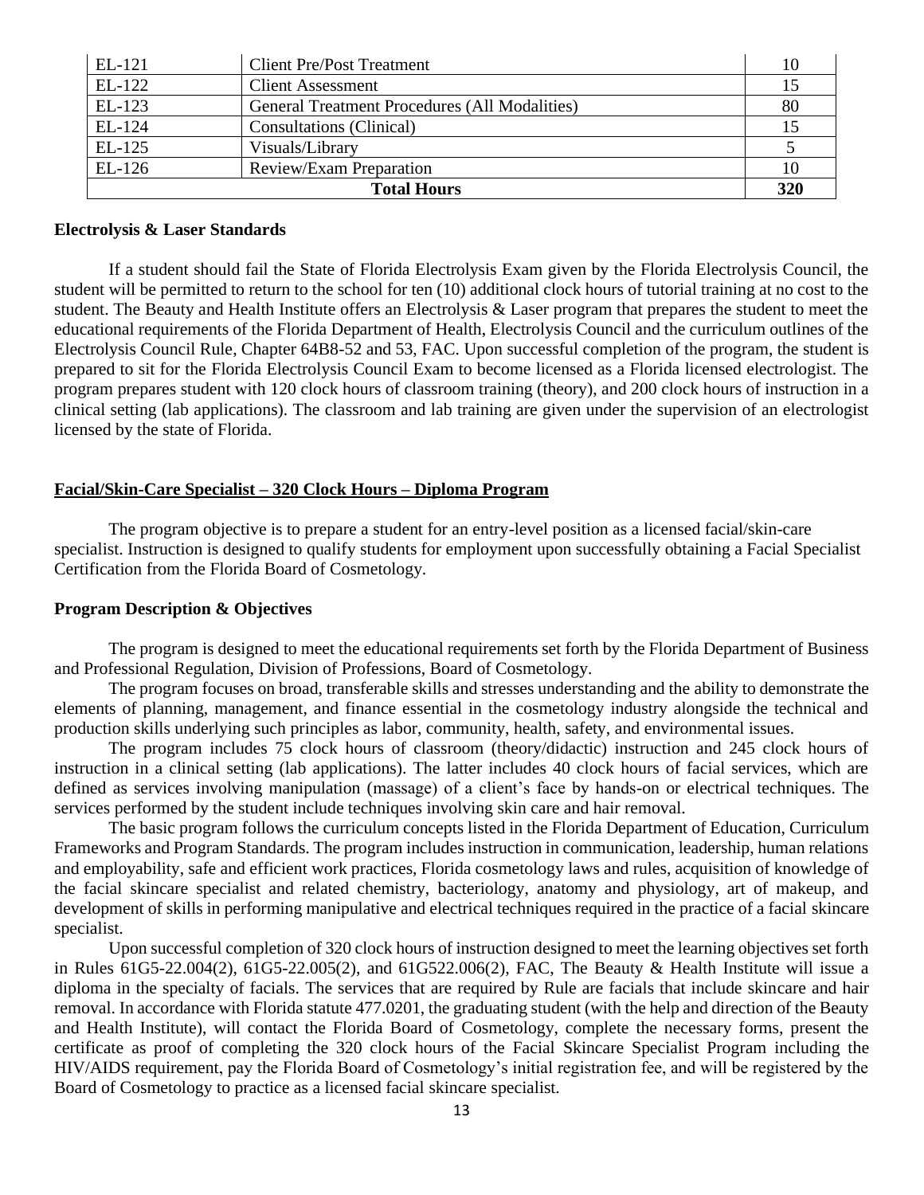| | | |
|---|---|---|
| EL-121 | Client Pre/Post Treatment | 10 |
| EL-122 | Client Assessment | 15 |
| EL-123 | General Treatment Procedures (All Modalities) | 80 |
| EL-124 | Consultations (Clinical) | 15 |
| EL-125 | Visuals/Library | 5 |
| EL-126 | Review/Exam Preparation | 10 |
| **Total Hours** | | **320** |

**Electrolysis & Laser Standards**

If a student should fail the State of Florida Electrolysis Exam given by the Florida Electrolysis Council, the student will be permitted to return to the school for ten (10) additional clock hours of tutorial training at no cost to the student. The Beauty and Health Institute offers an Electrolysis & Laser program that prepares the student to meet the educational requirements of the Florida Department of Health, Electrolysis Council and the curriculum outlines of the Electrolysis Council Rule, Chapter 64B8-52 and 53, FAC. Upon successful completion of the program, the student is prepared to sit for the Florida Electrolysis Council Exam to become licensed as a Florida licensed electrologist. The program prepares student with 120 clock hours of classroom training (theory), and 200 clock hours of instruction in a clinical setting (lab applications). The classroom and lab training are given under the supervision of an electrologist licensed by the state of Florida.

**<u>Facial/Skin-Care Specialist – 320 Clock Hours – Diploma Program</u>**

The program objective is to prepare a student for an entry-level position as a licensed facial/skin-care specialist. Instruction is designed to qualify students for employment upon successfully obtaining a Facial Specialist Certification from the Florida Board of Cosmetology.

**Program Description & Objectives**

The program is designed to meet the educational requirements set forth by the Florida Department of Business and Professional Regulation, Division of Professions, Board of Cosmetology.

The program focuses on broad, transferable skills and stresses understanding and the ability to demonstrate the elements of planning, management, and finance essential in the cosmetology industry alongside the technical and production skills underlying such principles as labor, community, health, safety, and environmental issues.

The program includes 75 clock hours of classroom (theory/didactic) instruction and 245 clock hours of instruction in a clinical setting (lab applications). The latter includes 40 clock hours of facial services, which are defined as services involving manipulation (massage) of a client's face by hands-on or electrical techniques. The services performed by the student include techniques involving skin care and hair removal.

The basic program follows the curriculum concepts listed in the Florida Department of Education, Curriculum Frameworks and Program Standards. The program includes instruction in communication, leadership, human relations and employability, safe and efficient work practices, Florida cosmetology laws and rules, acquisition of knowledge of the facial skincare specialist and related chemistry, bacteriology, anatomy and physiology, art of makeup, and development of skills in performing manipulative and electrical techniques required in the practice of a facial skincare specialist.

Upon successful completion of 320 clock hours of instruction designed to meet the learning objectives set forth in Rules 61G5-22.004(2), 61G5-22.005(2), and 61G522.006(2), FAC, The Beauty & Health Institute will issue a diploma in the specialty of facials. The services that are required by Rule are facials that include skincare and hair removal. In accordance with Florida statute 477.0201, the graduating student (with the help and direction of the Beauty and Health Institute), will contact the Florida Board of Cosmetology, complete the necessary forms, present the certificate as proof of completing the 320 clock hours of the Facial Skincare Specialist Program including the HIV/AIDS requirement, pay the Florida Board of Cosmetology's initial registration fee, and will be registered by the Board of Cosmetology to practice as a licensed facial skincare specialist.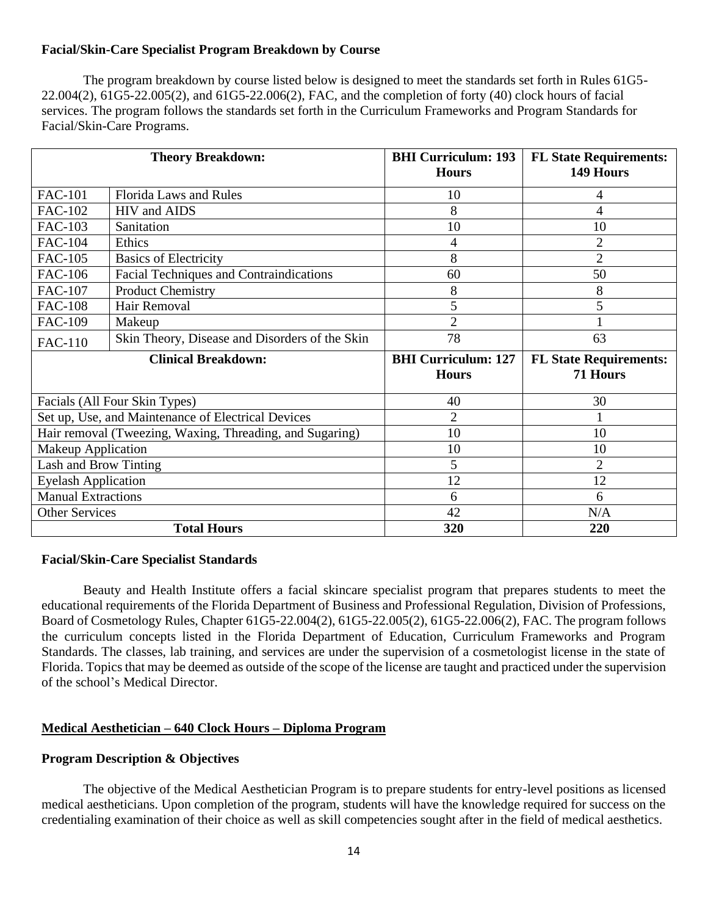### Facial/Skin-Care Specialist Program Breakdown by Course

The program breakdown by course listed below is designed to meet the standards set forth in Rules 61G5-22.004(2), 61G5-22.005(2), and 61G5-22.006(2), FAC, and the completion of forty (40) clock hours of facial services. The program follows the standards set forth in the Curriculum Frameworks and Program Standards for Facial/Skin-Care Programs.

| Theory Breakdown: | | BHI Curriculum: 193 Hours | FL State Requirements: 149 Hours |
|---|---|---|---|
| FAC-101 | Florida Laws and Rules | 10 | 4 |
| FAC-102 | HIV and AIDS | 8 | 4 |
| FAC-103 | Sanitation | 10 | 10 |
| FAC-104 | Ethics | 4 | 2 |
| FAC-105 | Basics of Electricity | 8 | 2 |
| FAC-106 | Facial Techniques and Contraindications | 60 | 50 |
| FAC-107 | Product Chemistry | 8 | 8 |
| FAC-108 | Hair Removal | 5 | 5 |
| FAC-109 | Makeup | 2 | 1 |
| FAC-110 | Skin Theory, Disease and Disorders of the Skin | 78 | 63 |
| **Clinical Breakdown:** | | **BHI Curriculum: 127 Hours** | **FL State Requirements: 71 Hours** |
| Facials (All Four Skin Types) | | 40 | 30 |
| Set up, Use, and Maintenance of Electrical Devices | | 2 | 1 |
| Hair removal (Tweezing, Waxing, Threading, and Sugaring) | | 10 | 10 |
| Makeup Application | | 10 | 10 |
| Lash and Brow Tinting | | 5 | 2 |
| Eyelash Application | | 12 | 12 |
| Manual Extractions | | 6 | 6 |
| Other Services | | 42 | N/A |
| **Total Hours** | | **320** | **220** |

### Facial/Skin-Care Specialist Standards

Beauty and Health Institute offers a facial skincare specialist program that prepares students to meet the educational requirements of the Florida Department of Business and Professional Regulation, Division of Professions, Board of Cosmetology Rules, Chapter 61G5-22.004(2), 61G5-22.005(2), 61G5-22.006(2), FAC. The program follows the curriculum concepts listed in the Florida Department of Education, Curriculum Frameworks and Program Standards. The classes, lab training, and services are under the supervision of a cosmetologist license in the state of Florida. Topics that may be deemed as outside of the scope of the license are taught and practiced under the supervision of the school's Medical Director.

## Medical Aesthetician – 640 Clock Hours – Diploma Program

### Program Description & Objectives

The objective of the Medical Aesthetician Program is to prepare students for entry-level positions as licensed medical aestheticians. Upon completion of the program, students will have the knowledge required for success on the credentialing examination of their choice as well as skill competencies sought after in the field of medical aesthetics.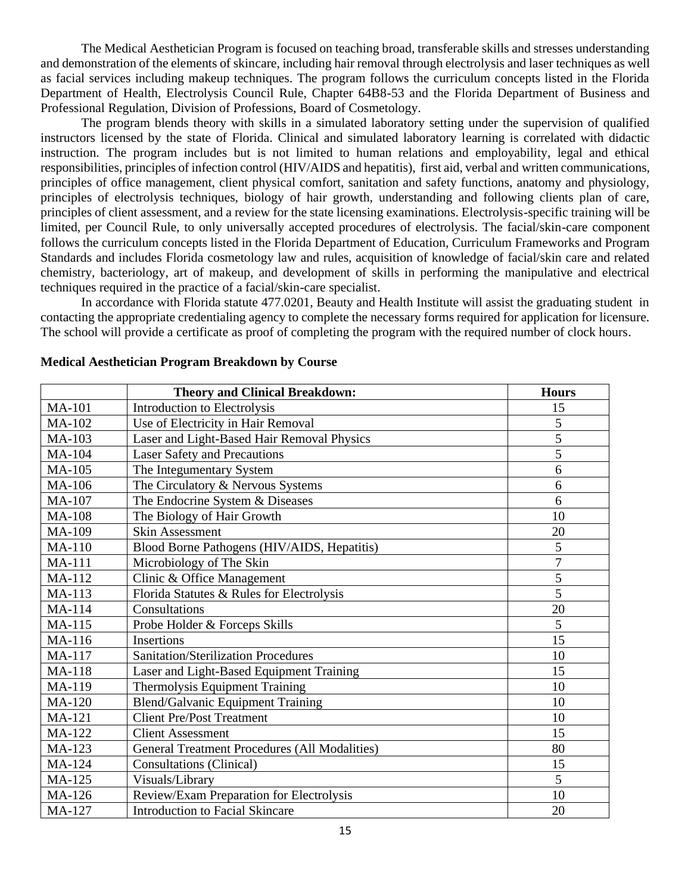The Medical Aesthetician Program is focused on teaching broad, transferable skills and stresses understanding and demonstration of the elements of skincare, including hair removal through electrolysis and laser techniques as well as facial services including makeup techniques. The program follows the curriculum concepts listed in the Florida Department of Health, Electrolysis Council Rule, Chapter 64B8-53 and the Florida Department of Business and Professional Regulation, Division of Professions, Board of Cosmetology.

The program blends theory with skills in a simulated laboratory setting under the supervision of qualified instructors licensed by the state of Florida. Clinical and simulated laboratory learning is correlated with didactic instruction. The program includes but is not limited to human relations and employability, legal and ethical responsibilities, principles of infection control (HIV/AIDS and hepatitis), first aid, verbal and written communications, principles of office management, client physical comfort, sanitation and safety functions, anatomy and physiology, principles of electrolysis techniques, biology of hair growth, understanding and following clients plan of care, principles of client assessment, and a review for the state licensing examinations. Electrolysis-specific training will be limited, per Council Rule, to only universally accepted procedures of electrolysis. The facial/skin-care component follows the curriculum concepts listed in the Florida Department of Education, Curriculum Frameworks and Program Standards and includes Florida cosmetology law and rules, acquisition of knowledge of facial/skin care and related chemistry, bacteriology, art of makeup, and development of skills in performing the manipulative and electrical techniques required in the practice of a facial/skin-care specialist.

In accordance with Florida statute 477.0201, Beauty and Health Institute will assist the graduating student in contacting the appropriate credentialing agency to complete the necessary forms required for application for licensure. The school will provide a certificate as proof of completing the program with the required number of clock hours.

**Medical Aesthetician Program Breakdown by Course**

| | **Theory and Clinical Breakdown:** | **Hours** |
|---|---|---|
| MA-101 | Introduction to Electrolysis | 15 |
| MA-102 | Use of Electricity in Hair Removal | 5 |
| MA-103 | Laser and Light-Based Hair Removal Physics | 5 |
| MA-104 | Laser Safety and Precautions | 5 |
| MA-105 | The Integumentary System | 6 |
| MA-106 | The Circulatory & Nervous Systems | 6 |
| MA-107 | The Endocrine System & Diseases | 6 |
| MA-108 | The Biology of Hair Growth | 10 |
| MA-109 | Skin Assessment | 20 |
| MA-110 | Blood Borne Pathogens (HIV/AIDS, Hepatitis) | 5 |
| MA-111 | Microbiology of The Skin | 7 |
| MA-112 | Clinic & Office Management | 5 |
| MA-113 | Florida Statutes & Rules for Electrolysis | 5 |
| MA-114 | Consultations | 20 |
| MA-115 | Probe Holder & Forceps Skills | 5 |
| MA-116 | Insertions | 15 |
| MA-117 | Sanitation/Sterilization Procedures | 10 |
| MA-118 | Laser and Light-Based Equipment Training | 15 |
| MA-119 | Thermolysis Equipment Training | 10 |
| MA-120 | Blend/Galvanic Equipment Training | 10 |
| MA-121 | Client Pre/Post Treatment | 10 |
| MA-122 | Client Assessment | 15 |
| MA-123 | General Treatment Procedures (All Modalities) | 80 |
| MA-124 | Consultations (Clinical) | 15 |
| MA-125 | Visuals/Library | 5 |
| MA-126 | Review/Exam Preparation for Electrolysis | 10 |
| MA-127 | Introduction to Facial Skincare | 20 |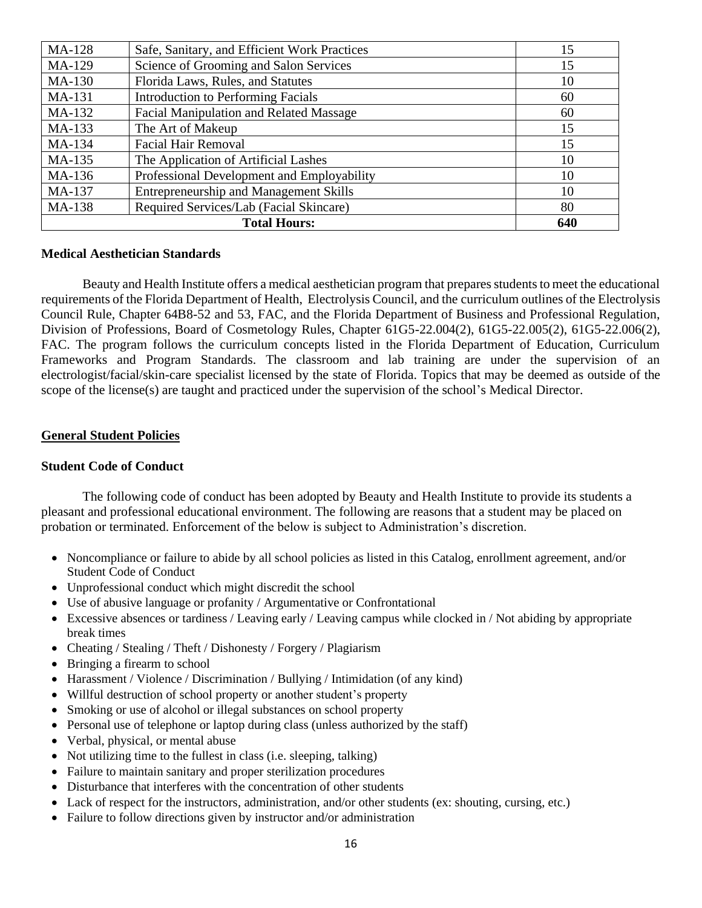| MA-128 | Safe, Sanitary, and Efficient Work Practices | 15 |
|---|---|---|
| MA-129 | Science of Grooming and Salon Services | 15 |
| MA-130 | Florida Laws, Rules, and Statutes | 10 |
| MA-131 | Introduction to Performing Facials | 60 |
| MA-132 | Facial Manipulation and Related Massage | 60 |
| MA-133 | The Art of Makeup | 15 |
| MA-134 | Facial Hair Removal | 15 |
| MA-135 | The Application of Artificial Lashes | 10 |
| MA-136 | Professional Development and Employability | 10 |
| MA-137 | Entrepreneurship and Management Skills | 10 |
| MA-138 | Required Services/Lab (Facial Skincare) | 80 |
| **Total Hours:** | | **640** |

**Medical Aesthetician Standards**

Beauty and Health Institute offers a medical aesthetician program that prepares students to meet the educational requirements of the Florida Department of Health, Electrolysis Council, and the curriculum outlines of the Electrolysis Council Rule, Chapter 64B8-52 and 53, FAC, and the Florida Department of Business and Professional Regulation, Division of Professions, Board of Cosmetology Rules, Chapter 61G5-22.004(2), 61G5-22.005(2), 61G5-22.006(2), FAC. The program follows the curriculum concepts listed in the Florida Department of Education, Curriculum Frameworks and Program Standards. The classroom and lab training are under the supervision of an electrologist/facial/skin-care specialist licensed by the state of Florida. Topics that may be deemed as outside of the scope of the license(s) are taught and practiced under the supervision of the school's Medical Director.

## General Student Policies

**Student Code of Conduct**

The following code of conduct has been adopted by Beauty and Health Institute to provide its students a pleasant and professional educational environment. The following are reasons that a student may be placed on probation or terminated. Enforcement of the below is subject to Administration's discretion.

- Noncompliance or failure to abide by all school policies as listed in this Catalog, enrollment agreement, and/or Student Code of Conduct
- Unprofessional conduct which might discredit the school
- Use of abusive language or profanity / Argumentative or Confrontational
- Excessive absences or tardiness / Leaving early / Leaving campus while clocked in / Not abiding by appropriate break times
- Cheating / Stealing / Theft / Dishonesty / Forgery / Plagiarism
- Bringing a firearm to school
- Harassment / Violence / Discrimination / Bullying / Intimidation (of any kind)
- Willful destruction of school property or another student's property
- Smoking or use of alcohol or illegal substances on school property
- Personal use of telephone or laptop during class (unless authorized by the staff)
- Verbal, physical, or mental abuse
- Not utilizing time to the fullest in class (i.e. sleeping, talking)
- Failure to maintain sanitary and proper sterilization procedures
- Disturbance that interferes with the concentration of other students
- Lack of respect for the instructors, administration, and/or other students (ex: shouting, cursing, etc.)
- Failure to follow directions given by instructor and/or administration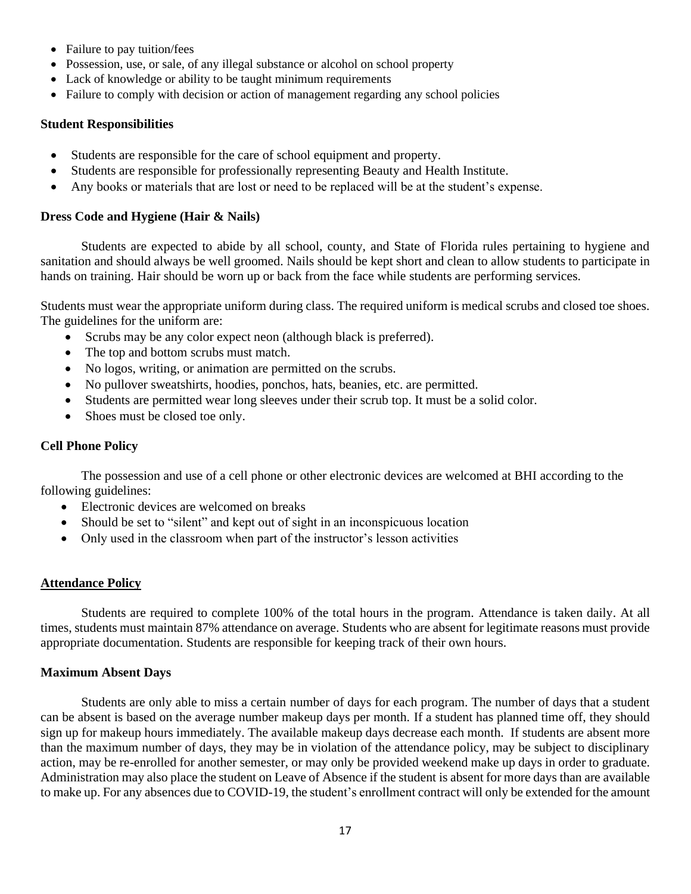- Failure to pay tuition/fees
- Possession, use, or sale, of any illegal substance or alcohol on school property
- Lack of knowledge or ability to be taught minimum requirements
- Failure to comply with decision or action of management regarding any school policies

**Student Responsibilities**

- Students are responsible for the care of school equipment and property.
- Students are responsible for professionally representing Beauty and Health Institute.
- Any books or materials that are lost or need to be replaced will be at the student's expense.

**Dress Code and Hygiene (Hair & Nails)**

Students are expected to abide by all school, county, and State of Florida rules pertaining to hygiene and sanitation and should always be well groomed. Nails should be kept short and clean to allow students to participate in hands on training. Hair should be worn up or back from the face while students are performing services.

Students must wear the appropriate uniform during class. The required uniform is medical scrubs and closed toe shoes. The guidelines for the uniform are:

- Scrubs may be any color expect neon (although black is preferred).
- The top and bottom scrubs must match.
- No logos, writing, or animation are permitted on the scrubs.
- No pullover sweatshirts, hoodies, ponchos, hats, beanies, etc. are permitted.
- Students are permitted wear long sleeves under their scrub top. It must be a solid color.
- Shoes must be closed toe only.

**Cell Phone Policy**

The possession and use of a cell phone or other electronic devices are welcomed at BHI according to the following guidelines:

- Electronic devices are welcomed on breaks
- Should be set to "silent" and kept out of sight in an inconspicuous location
- Only used in the classroom when part of the instructor's lesson activities

**<u>Attendance Policy</u>**

Students are required to complete 100% of the total hours in the program. Attendance is taken daily. At all times, students must maintain 87% attendance on average. Students who are absent for legitimate reasons must provide appropriate documentation. Students are responsible for keeping track of their own hours.

**Maximum Absent Days**

Students are only able to miss a certain number of days for each program. The number of days that a student can be absent is based on the average number makeup days per month. If a student has planned time off, they should sign up for makeup hours immediately. The available makeup days decrease each month. If students are absent more than the maximum number of days, they may be in violation of the attendance policy, may be subject to disciplinary action, may be re-enrolled for another semester, or may only be provided weekend make up days in order to graduate. Administration may also place the student on Leave of Absence if the student is absent for more days than are available to make up. For any absences due to COVID-19, the student's enrollment contract will only be extended for the amount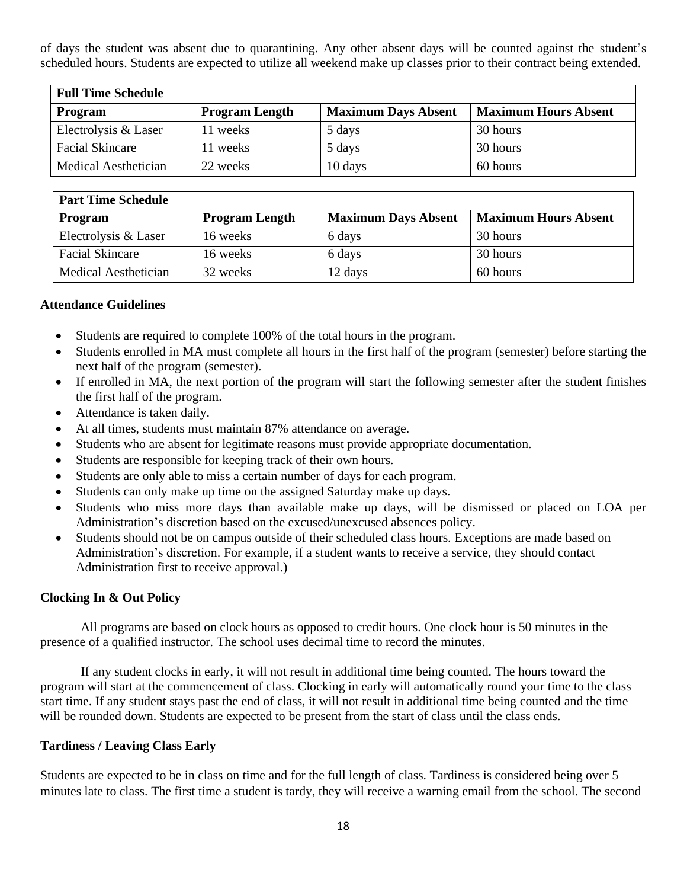of days the student was absent due to quarantining. Any other absent days will be counted against the student's scheduled hours. Students are expected to utilize all weekend make up classes prior to their contract being extended.

| **Full Time Schedule** | | | |
|---|---|---|---|
| **Program** | **Program Length** | **Maximum Days Absent** | **Maximum Hours Absent** |
| Electrolysis & Laser | 11 weeks | 5 days | 30 hours |
| Facial Skincare | 11 weeks | 5 days | 30 hours |
| Medical Aesthetician | 22 weeks | 10 days | 60 hours |

| **Part Time Schedule** | | | |
|---|---|---|---|
| **Program** | **Program Length** | **Maximum Days Absent** | **Maximum Hours Absent** |
| Electrolysis & Laser | 16 weeks | 6 days | 30 hours |
| Facial Skincare | 16 weeks | 6 days | 30 hours |
| Medical Aesthetician | 32 weeks | 12 days | 60 hours |

**Attendance Guidelines**

- Students are required to complete 100% of the total hours in the program.
- Students enrolled in MA must complete all hours in the first half of the program (semester) before starting the next half of the program (semester).
- If enrolled in MA, the next portion of the program will start the following semester after the student finishes the first half of the program.
- Attendance is taken daily.
- At all times, students must maintain 87% attendance on average.
- Students who are absent for legitimate reasons must provide appropriate documentation.
- Students are responsible for keeping track of their own hours.
- Students are only able to miss a certain number of days for each program.
- Students can only make up time on the assigned Saturday make up days.
- Students who miss more days than available make up days, will be dismissed or placed on LOA per Administration's discretion based on the excused/unexcused absences policy.
- Students should not be on campus outside of their scheduled class hours. Exceptions are made based on Administration's discretion. For example, if a student wants to receive a service, they should contact Administration first to receive approval.)

**Clocking In & Out Policy**

All programs are based on clock hours as opposed to credit hours. One clock hour is 50 minutes in the presence of a qualified instructor. The school uses decimal time to record the minutes.

If any student clocks in early, it will not result in additional time being counted. The hours toward the program will start at the commencement of class. Clocking in early will automatically round your time to the class start time. If any student stays past the end of class, it will not result in additional time being counted and the time will be rounded down. Students are expected to be present from the start of class until the class ends.

**Tardiness / Leaving Class Early**

Students are expected to be in class on time and for the full length of class. Tardiness is considered being over 5 minutes late to class. The first time a student is tardy, they will receive a warning email from the school. The second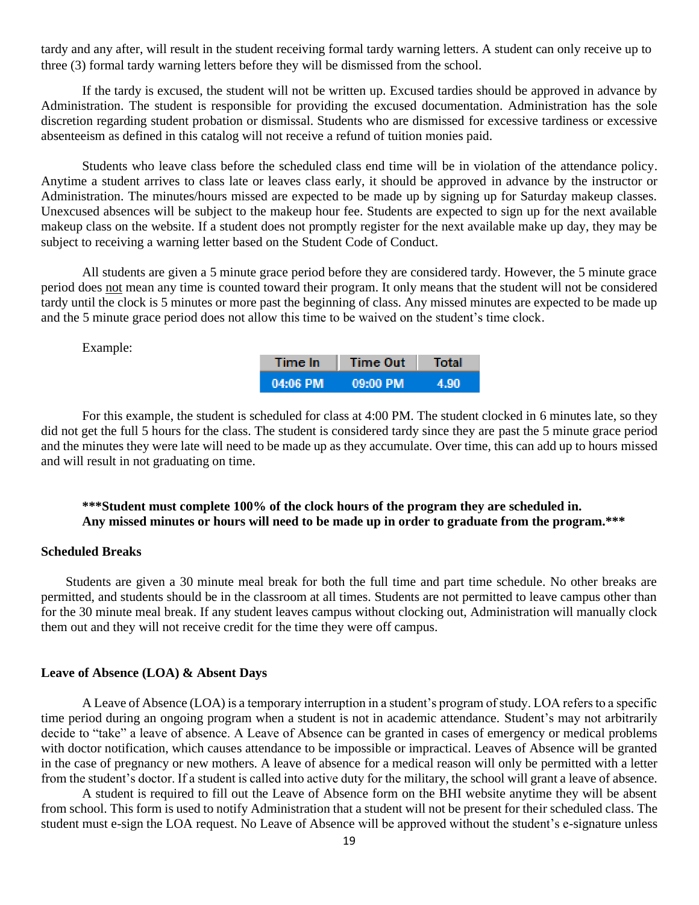tardy and any after, will result in the student receiving formal tardy warning letters. A student can only receive up to three (3) formal tardy warning letters before they will be dismissed from the school.

If the tardy is excused, the student will not be written up. Excused tardies should be approved in advance by Administration. The student is responsible for providing the excused documentation. Administration has the sole discretion regarding student probation or dismissal. Students who are dismissed for excessive tardiness or excessive absenteeism as defined in this catalog will not receive a refund of tuition monies paid.

Students who leave class before the scheduled class end time will be in violation of the attendance policy. Anytime a student arrives to class late or leaves class early, it should be approved in advance by the instructor or Administration. The minutes/hours missed are expected to be made up by signing up for Saturday makeup classes. Unexcused absences will be subject to the makeup hour fee. Students are expected to sign up for the next available makeup class on the website. If a student does not promptly register for the next available make up day, they may be subject to receiving a warning letter based on the Student Code of Conduct.

All students are given a 5 minute grace period before they are considered tardy. However, the 5 minute grace period does not mean any time is counted toward their program. It only means that the student will not be considered tardy until the clock is 5 minutes or more past the beginning of class. Any missed minutes are expected to be made up and the 5 minute grace period does not allow this time to be waived on the student's time clock.

Example:

| Time In | Time Out | Total |
|---|---|---|
| 04:06 PM | 09:00 PM | 4.90 |

For this example, the student is scheduled for class at 4:00 PM. The student clocked in 6 minutes late, so they did not get the full 5 hours for the class. The student is considered tardy since they are past the 5 minute grace period and the minutes they were late will need to be made up as they accumulate. Over time, this can add up to hours missed and will result in not graduating on time.

**\*\*\*Student must complete 100% of the clock hours of the program they are scheduled in.
Any missed minutes or hours will need to be made up in order to graduate from the program.\*\*\***

### Scheduled Breaks

Students are given a 30 minute meal break for both the full time and part time schedule. No other breaks are permitted, and students should be in the classroom at all times. Students are not permitted to leave campus other than for the 30 minute meal break. If any student leaves campus without clocking out, Administration will manually clock them out and they will not receive credit for the time they were off campus.

### Leave of Absence (LOA) & Absent Days

A Leave of Absence (LOA) is a temporary interruption in a student's program of study. LOA refers to a specific time period during an ongoing program when a student is not in academic attendance. Student's may not arbitrarily decide to "take" a leave of absence. A Leave of Absence can be granted in cases of emergency or medical problems with doctor notification, which causes attendance to be impossible or impractical. Leaves of Absence will be granted in the case of pregnancy or new mothers. A leave of absence for a medical reason will only be permitted with a letter from the student's doctor. If a student is called into active duty for the military, the school will grant a leave of absence.

A student is required to fill out the Leave of Absence form on the BHI website anytime they will be absent from school. This form is used to notify Administration that a student will not be present for their scheduled class. The student must e-sign the LOA request. No Leave of Absence will be approved without the student's e-signature unless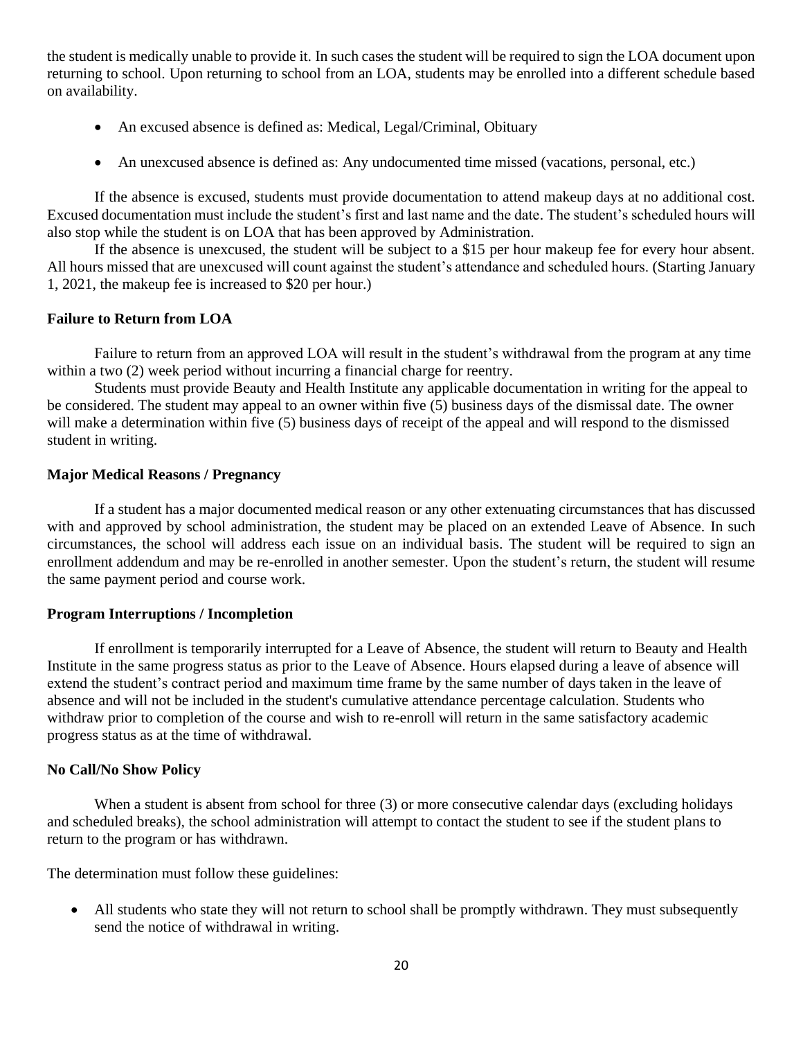the student is medically unable to provide it. In such cases the student will be required to sign the LOA document upon returning to school. Upon returning to school from an LOA, students may be enrolled into a different schedule based on availability.

- An excused absence is defined as: Medical, Legal/Criminal, Obituary
- An unexcused absence is defined as: Any undocumented time missed (vacations, personal, etc.)

If the absence is excused, students must provide documentation to attend makeup days at no additional cost. Excused documentation must include the student's first and last name and the date. The student's scheduled hours will also stop while the student is on LOA that has been approved by Administration.

If the absence is unexcused, the student will be subject to a $15 per hour makeup fee for every hour absent. All hours missed that are unexcused will count against the student's attendance and scheduled hours. (Starting January 1, 2021, the makeup fee is increased to $20 per hour.)

**Failure to Return from LOA**

Failure to return from an approved LOA will result in the student's withdrawal from the program at any time within a two (2) week period without incurring a financial charge for reentry.

Students must provide Beauty and Health Institute any applicable documentation in writing for the appeal to be considered. The student may appeal to an owner within five (5) business days of the dismissal date. The owner will make a determination within five (5) business days of receipt of the appeal and will respond to the dismissed student in writing.

**Major Medical Reasons / Pregnancy**

If a student has a major documented medical reason or any other extenuating circumstances that has discussed with and approved by school administration, the student may be placed on an extended Leave of Absence. In such circumstances, the school will address each issue on an individual basis. The student will be required to sign an enrollment addendum and may be re-enrolled in another semester. Upon the student's return, the student will resume the same payment period and course work.

**Program Interruptions / Incompletion**

If enrollment is temporarily interrupted for a Leave of Absence, the student will return to Beauty and Health Institute in the same progress status as prior to the Leave of Absence. Hours elapsed during a leave of absence will extend the student's contract period and maximum time frame by the same number of days taken in the leave of absence and will not be included in the student's cumulative attendance percentage calculation. Students who withdraw prior to completion of the course and wish to re-enroll will return in the same satisfactory academic progress status as at the time of withdrawal.

**No Call/No Show Policy**

When a student is absent from school for three (3) or more consecutive calendar days (excluding holidays and scheduled breaks), the school administration will attempt to contact the student to see if the student plans to return to the program or has withdrawn.

The determination must follow these guidelines:

- All students who state they will not return to school shall be promptly withdrawn. They must subsequently send the notice of withdrawal in writing.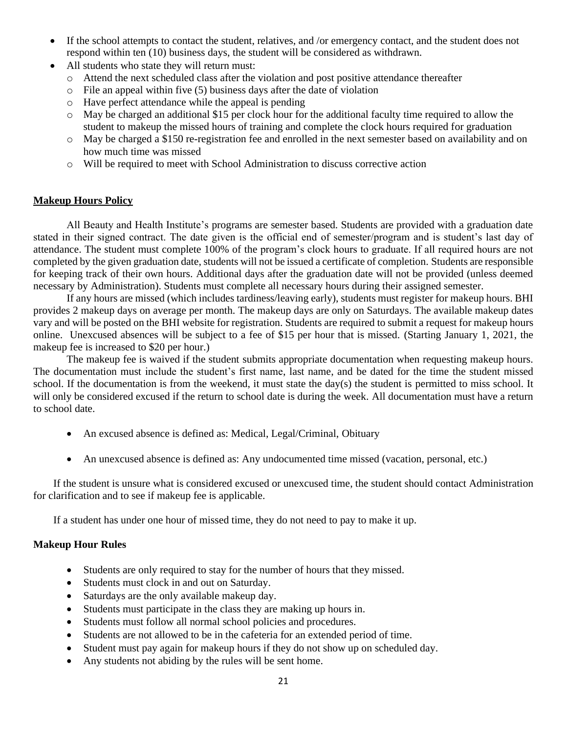- If the school attempts to contact the student, relatives, and /or emergency contact, and the student does not respond within ten (10) business days, the student will be considered as withdrawn.
- All students who state they will return must:
  - Attend the next scheduled class after the violation and post positive attendance thereafter
  - File an appeal within five (5) business days after the date of violation
  - Have perfect attendance while the appeal is pending
  - May be charged an additional $15 per clock hour for the additional faculty time required to allow the student to makeup the missed hours of training and complete the clock hours required for graduation
  - May be charged a $150 re-registration fee and enrolled in the next semester based on availability and on how much time was missed
  - Will be required to meet with School Administration to discuss corrective action

## Makeup Hours Policy

All Beauty and Health Institute's programs are semester based. Students are provided with a graduation date stated in their signed contract. The date given is the official end of semester/program and is student's last day of attendance. The student must complete 100% of the program's clock hours to graduate. If all required hours are not completed by the given graduation date, students will not be issued a certificate of completion. Students are responsible for keeping track of their own hours. Additional days after the graduation date will not be provided (unless deemed necessary by Administration). Students must complete all necessary hours during their assigned semester.

If any hours are missed (which includes tardiness/leaving early), students must register for makeup hours. BHI provides 2 makeup days on average per month. The makeup days are only on Saturdays. The available makeup dates vary and will be posted on the BHI website for registration. Students are required to submit a request for makeup hours online. Unexcused absences will be subject to a fee of $15 per hour that is missed. (Starting January 1, 2021, the makeup fee is increased to $20 per hour.)

The makeup fee is waived if the student submits appropriate documentation when requesting makeup hours. The documentation must include the student's first name, last name, and be dated for the time the student missed school. If the documentation is from the weekend, it must state the day(s) the student is permitted to miss school. It will only be considered excused if the return to school date is during the week. All documentation must have a return to school date.

- An excused absence is defined as: Medical, Legal/Criminal, Obituary
- An unexcused absence is defined as: Any undocumented time missed (vacation, personal, etc.)

If the student is unsure what is considered excused or unexcused time, the student should contact Administration for clarification and to see if makeup fee is applicable.

If a student has under one hour of missed time, they do not need to pay to make it up.

### Makeup Hour Rules

- Students are only required to stay for the number of hours that they missed.
- Students must clock in and out on Saturday.
- Saturdays are the only available makeup day.
- Students must participate in the class they are making up hours in.
- Students must follow all normal school policies and procedures.
- Students are not allowed to be in the cafeteria for an extended period of time.
- Student must pay again for makeup hours if they do not show up on scheduled day.
- Any students not abiding by the rules will be sent home.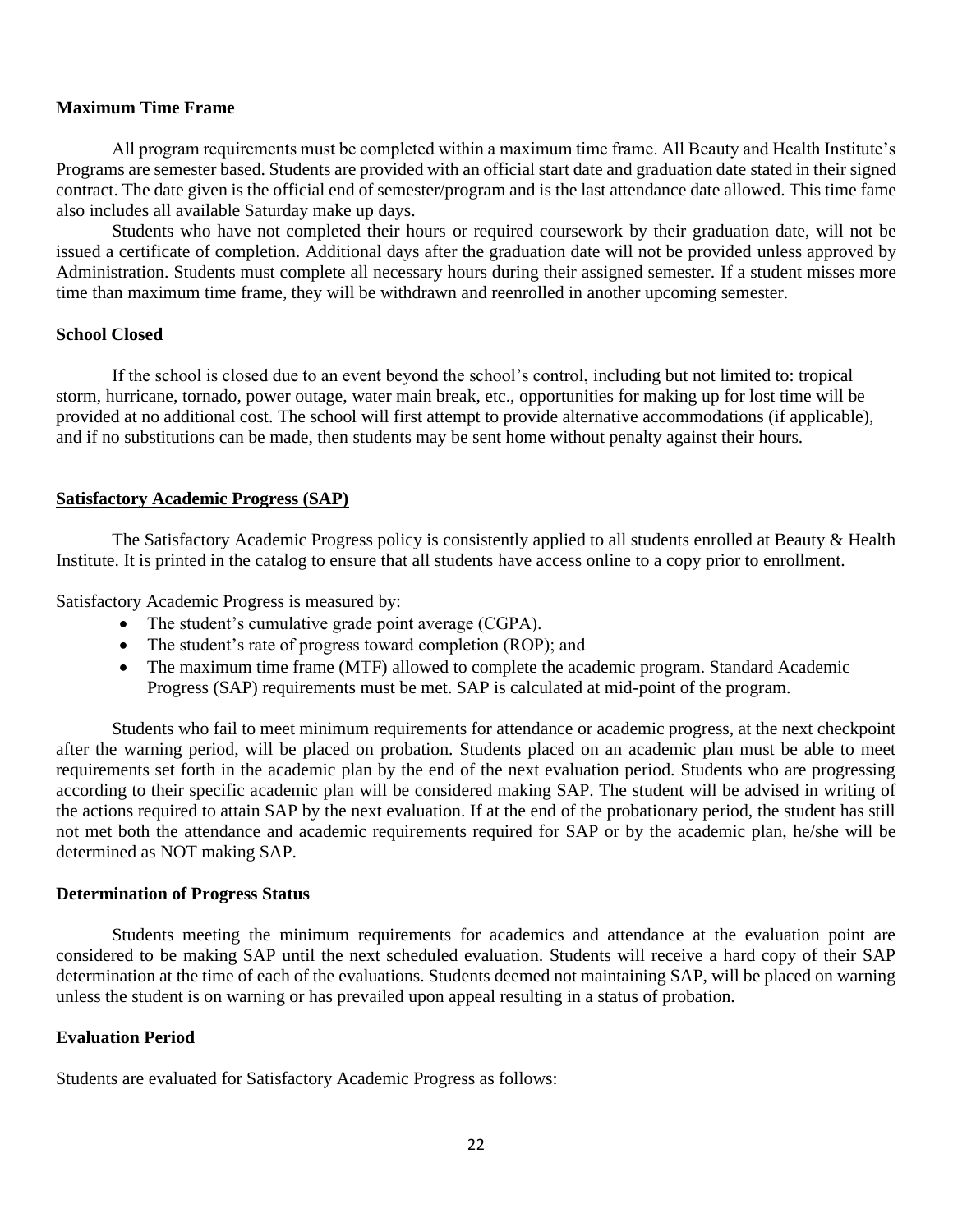### Maximum Time Frame

All program requirements must be completed within a maximum time frame. All Beauty and Health Institute's Programs are semester based. Students are provided with an official start date and graduation date stated in their signed contract. The date given is the official end of semester/program and is the last attendance date allowed. This time fame also includes all available Saturday make up days.

Students who have not completed their hours or required coursework by their graduation date, will not be issued a certificate of completion. Additional days after the graduation date will not be provided unless approved by Administration. Students must complete all necessary hours during their assigned semester. If a student misses more time than maximum time frame, they will be withdrawn and reenrolled in another upcoming semester.

### School Closed

If the school is closed due to an event beyond the school's control, including but not limited to: tropical storm, hurricane, tornado, power outage, water main break, etc., opportunities for making up for lost time will be provided at no additional cost. The school will first attempt to provide alternative accommodations (if applicable), and if no substitutions can be made, then students may be sent home without penalty against their hours.

### Satisfactory Academic Progress (SAP)

The Satisfactory Academic Progress policy is consistently applied to all students enrolled at Beauty & Health Institute. It is printed in the catalog to ensure that all students have access online to a copy prior to enrollment.

Satisfactory Academic Progress is measured by:

- The student's cumulative grade point average (CGPA).
- The student's rate of progress toward completion (ROP); and
- The maximum time frame (MTF) allowed to complete the academic program. Standard Academic Progress (SAP) requirements must be met. SAP is calculated at mid-point of the program.

Students who fail to meet minimum requirements for attendance or academic progress, at the next checkpoint after the warning period, will be placed on probation. Students placed on an academic plan must be able to meet requirements set forth in the academic plan by the end of the next evaluation period. Students who are progressing according to their specific academic plan will be considered making SAP. The student will be advised in writing of the actions required to attain SAP by the next evaluation. If at the end of the probationary period, the student has still not met both the attendance and academic requirements required for SAP or by the academic plan, he/she will be determined as NOT making SAP.

### Determination of Progress Status

Students meeting the minimum requirements for academics and attendance at the evaluation point are considered to be making SAP until the next scheduled evaluation. Students will receive a hard copy of their SAP determination at the time of each of the evaluations. Students deemed not maintaining SAP, will be placed on warning unless the student is on warning or has prevailed upon appeal resulting in a status of probation.

### Evaluation Period

Students are evaluated for Satisfactory Academic Progress as follows: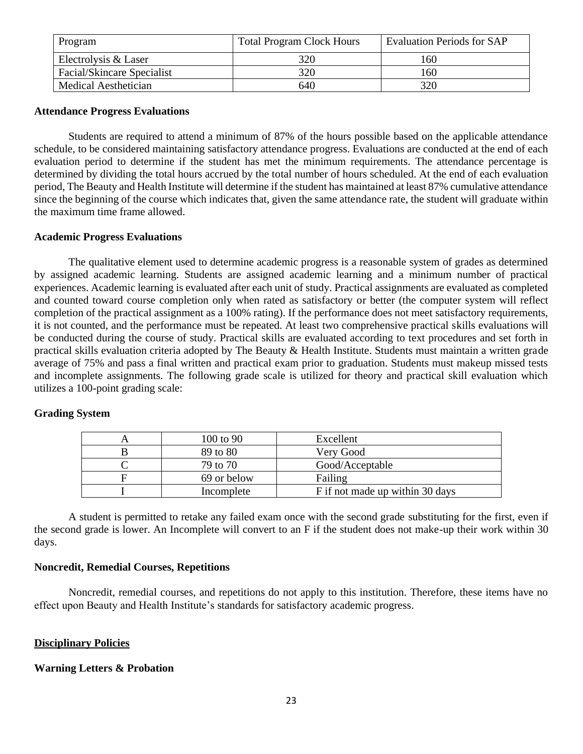| Program | Total Program Clock Hours | Evaluation Periods for SAP |
|---|---|---|
| Electrolysis & Laser | 320 | 160 |
| Facial/Skincare Specialist | 320 | 160 |
| Medical Aesthetician | 640 | 320 |

**Attendance Progress Evaluations**

Students are required to attend a minimum of 87% of the hours possible based on the applicable attendance schedule, to be considered maintaining satisfactory attendance progress. Evaluations are conducted at the end of each evaluation period to determine if the student has met the minimum requirements. The attendance percentage is determined by dividing the total hours accrued by the total number of hours scheduled. At the end of each evaluation period, The Beauty and Health Institute will determine if the student has maintained at least 87% cumulative attendance since the beginning of the course which indicates that, given the same attendance rate, the student will graduate within the maximum time frame allowed.

**Academic Progress Evaluations**

The qualitative element used to determine academic progress is a reasonable system of grades as determined by assigned academic learning. Students are assigned academic learning and a minimum number of practical experiences. Academic learning is evaluated after each unit of study. Practical assignments are evaluated as completed and counted toward course completion only when rated as satisfactory or better (the computer system will reflect completion of the practical assignment as a 100% rating). If the performance does not meet satisfactory requirements, it is not counted, and the performance must be repeated. At least two comprehensive practical skills evaluations will be conducted during the course of study. Practical skills are evaluated according to text procedures and set forth in practical skills evaluation criteria adopted by The Beauty & Health Institute. Students must maintain a written grade average of 75% and pass a final written and practical exam prior to graduation. Students must makeup missed tests and incomplete assignments. The following grade scale is utilized for theory and practical skill evaluation which utilizes a 100-point grading scale:

**Grading System**

| | | |
|---|---|---|
| A | 100 to 90 | Excellent |
| B | 89 to 80 | Very Good |
| C | 79 to 70 | Good/Acceptable |
| F | 69 or below | Failing |
| I | Incomplete | F if not made up within 30 days |

A student is permitted to retake any failed exam once with the second grade substituting for the first, even if the second grade is lower. An Incomplete will convert to an F if the student does not make-up their work within 30 days.

**Noncredit, Remedial Courses, Repetitions**

Noncredit, remedial courses, and repetitions do not apply to this institution. Therefore, these items have no effect upon Beauty and Health Institute's standards for satisfactory academic progress.

**Disciplinary Policies**

**Warning Letters & Probation**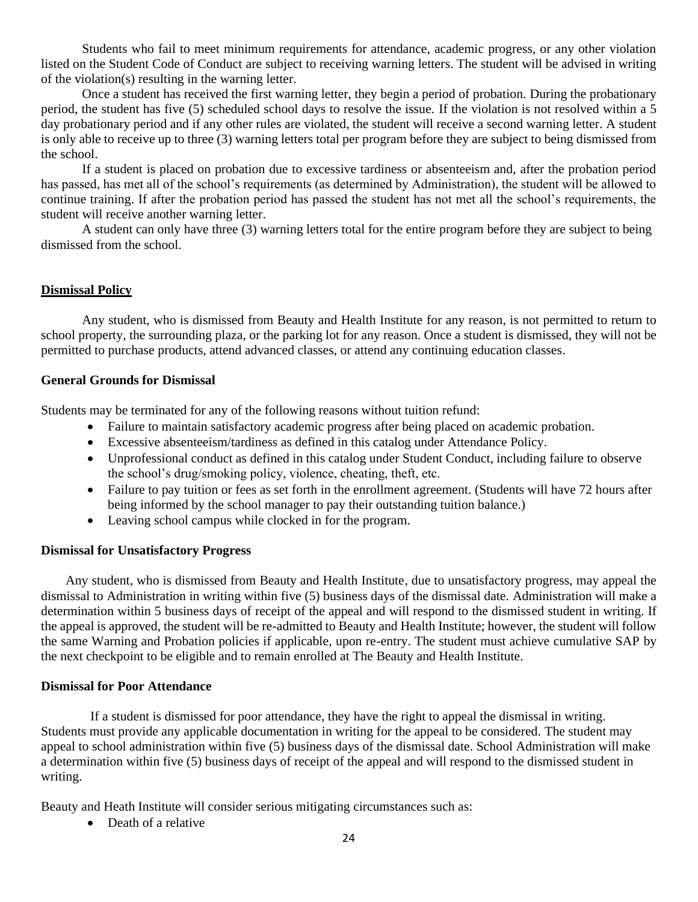Students who fail to meet minimum requirements for attendance, academic progress, or any other violation listed on the Student Code of Conduct are subject to receiving warning letters. The student will be advised in writing of the violation(s) resulting in the warning letter.

Once a student has received the first warning letter, they begin a period of probation. During the probationary period, the student has five (5) scheduled school days to resolve the issue. If the violation is not resolved within a 5 day probationary period and if any other rules are violated, the student will receive a second warning letter. A student is only able to receive up to three (3) warning letters total per program before they are subject to being dismissed from the school.

If a student is placed on probation due to excessive tardiness or absenteeism and, after the probation period has passed, has met all of the school's requirements (as determined by Administration), the student will be allowed to continue training. If after the probation period has passed the student has not met all the school's requirements, the student will receive another warning letter.

A student can only have three (3) warning letters total for the entire program before they are subject to being dismissed from the school.

## Dismissal Policy

Any student, who is dismissed from Beauty and Health Institute for any reason, is not permitted to return to school property, the surrounding plaza, or the parking lot for any reason. Once a student is dismissed, they will not be permitted to purchase products, attend advanced classes, or attend any continuing education classes.

### General Grounds for Dismissal

Students may be terminated for any of the following reasons without tuition refund:

- Failure to maintain satisfactory academic progress after being placed on academic probation.
- Excessive absenteeism/tardiness as defined in this catalog under Attendance Policy.
- Unprofessional conduct as defined in this catalog under Student Conduct, including failure to observe the school's drug/smoking policy, violence, cheating, theft, etc.
- Failure to pay tuition or fees as set forth in the enrollment agreement. (Students will have 72 hours after being informed by the school manager to pay their outstanding tuition balance.)
- Leaving school campus while clocked in for the program.

### Dismissal for Unsatisfactory Progress

Any student, who is dismissed from Beauty and Health Institute, due to unsatisfactory progress, may appeal the dismissal to Administration in writing within five (5) business days of the dismissal date. Administration will make a determination within 5 business days of receipt of the appeal and will respond to the dismissed student in writing. If the appeal is approved, the student will be re-admitted to Beauty and Health Institute; however, the student will follow the same Warning and Probation policies if applicable, upon re-entry. The student must achieve cumulative SAP by the next checkpoint to be eligible and to remain enrolled at The Beauty and Health Institute.

### Dismissal for Poor Attendance

If a student is dismissed for poor attendance, they have the right to appeal the dismissal in writing. Students must provide any applicable documentation in writing for the appeal to be considered. The student may appeal to school administration within five (5) business days of the dismissal date. School Administration will make a determination within five (5) business days of receipt of the appeal and will respond to the dismissed student in writing.

Beauty and Heath Institute will consider serious mitigating circumstances such as:

- Death of a relative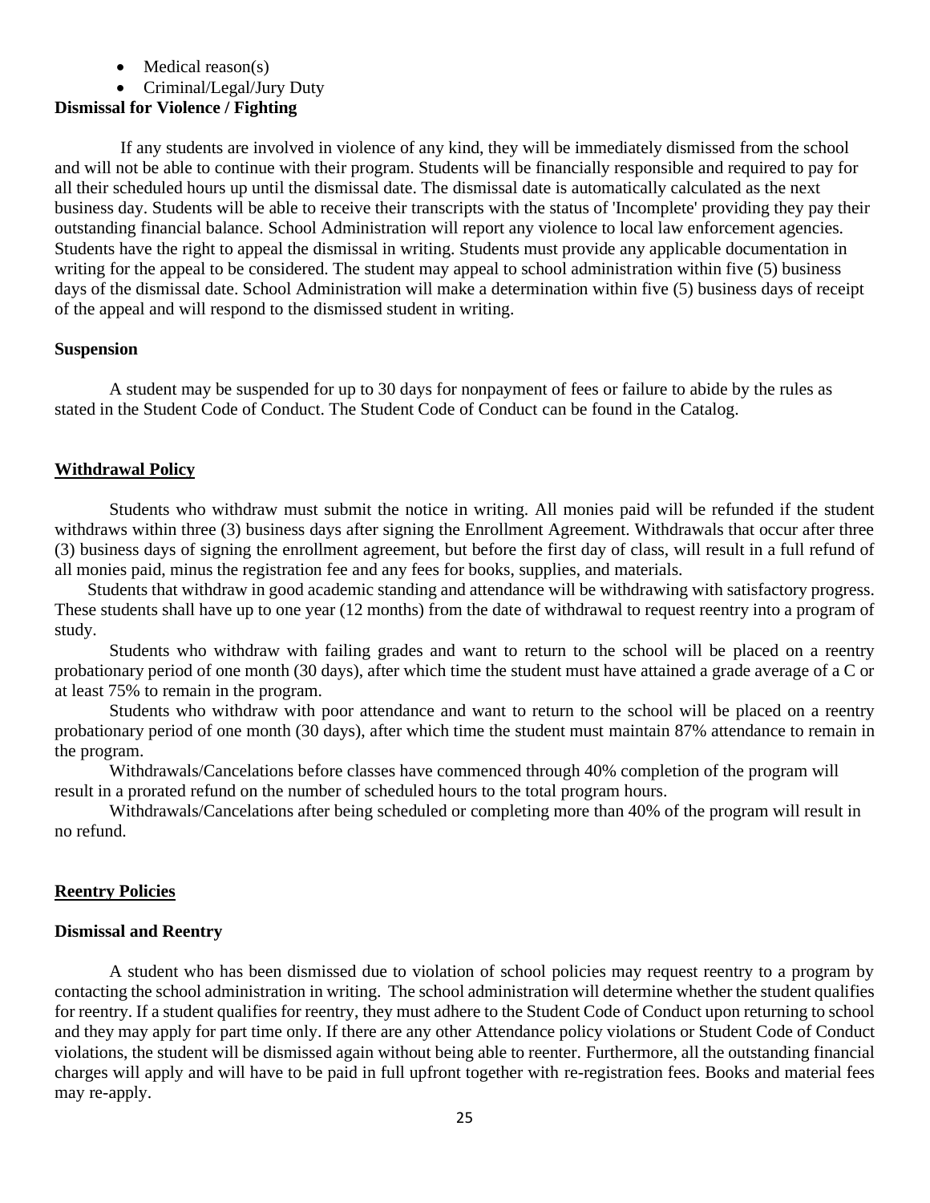- Medical reason(s)
- Criminal/Legal/Jury Duty

**Dismissal for Violence / Fighting**

If any students are involved in violence of any kind, they will be immediately dismissed from the school and will not be able to continue with their program. Students will be financially responsible and required to pay for all their scheduled hours up until the dismissal date. The dismissal date is automatically calculated as the next business day. Students will be able to receive their transcripts with the status of 'Incomplete' providing they pay their outstanding financial balance. School Administration will report any violence to local law enforcement agencies. Students have the right to appeal the dismissal in writing. Students must provide any applicable documentation in writing for the appeal to be considered. The student may appeal to school administration within five (5) business days of the dismissal date. School Administration will make a determination within five (5) business days of receipt of the appeal and will respond to the dismissed student in writing.

**Suspension**

A student may be suspended for up to 30 days for nonpayment of fees or failure to abide by the rules as stated in the Student Code of Conduct. The Student Code of Conduct can be found in the Catalog.

## Withdrawal Policy

Students who withdraw must submit the notice in writing. All monies paid will be refunded if the student withdraws within three (3) business days after signing the Enrollment Agreement. Withdrawals that occur after three (3) business days of signing the enrollment agreement, but before the first day of class, will result in a full refund of all monies paid, minus the registration fee and any fees for books, supplies, and materials.

Students that withdraw in good academic standing and attendance will be withdrawing with satisfactory progress. These students shall have up to one year (12 months) from the date of withdrawal to request reentry into a program of study.

Students who withdraw with failing grades and want to return to the school will be placed on a reentry probationary period of one month (30 days), after which time the student must have attained a grade average of a C or at least 75% to remain in the program.

Students who withdraw with poor attendance and want to return to the school will be placed on a reentry probationary period of one month (30 days), after which time the student must maintain 87% attendance to remain in the program.

Withdrawals/Cancelations before classes have commenced through 40% completion of the program will result in a prorated refund on the number of scheduled hours to the total program hours.

Withdrawals/Cancelations after being scheduled or completing more than 40% of the program will result in no refund.

## Reentry Policies

**Dismissal and Reentry**

A student who has been dismissed due to violation of school policies may request reentry to a program by contacting the school administration in writing. The school administration will determine whether the student qualifies for reentry. If a student qualifies for reentry, they must adhere to the Student Code of Conduct upon returning to school and they may apply for part time only. If there are any other Attendance policy violations or Student Code of Conduct violations, the student will be dismissed again without being able to reenter. Furthermore, all the outstanding financial charges will apply and will have to be paid in full upfront together with re-registration fees. Books and material fees may re-apply.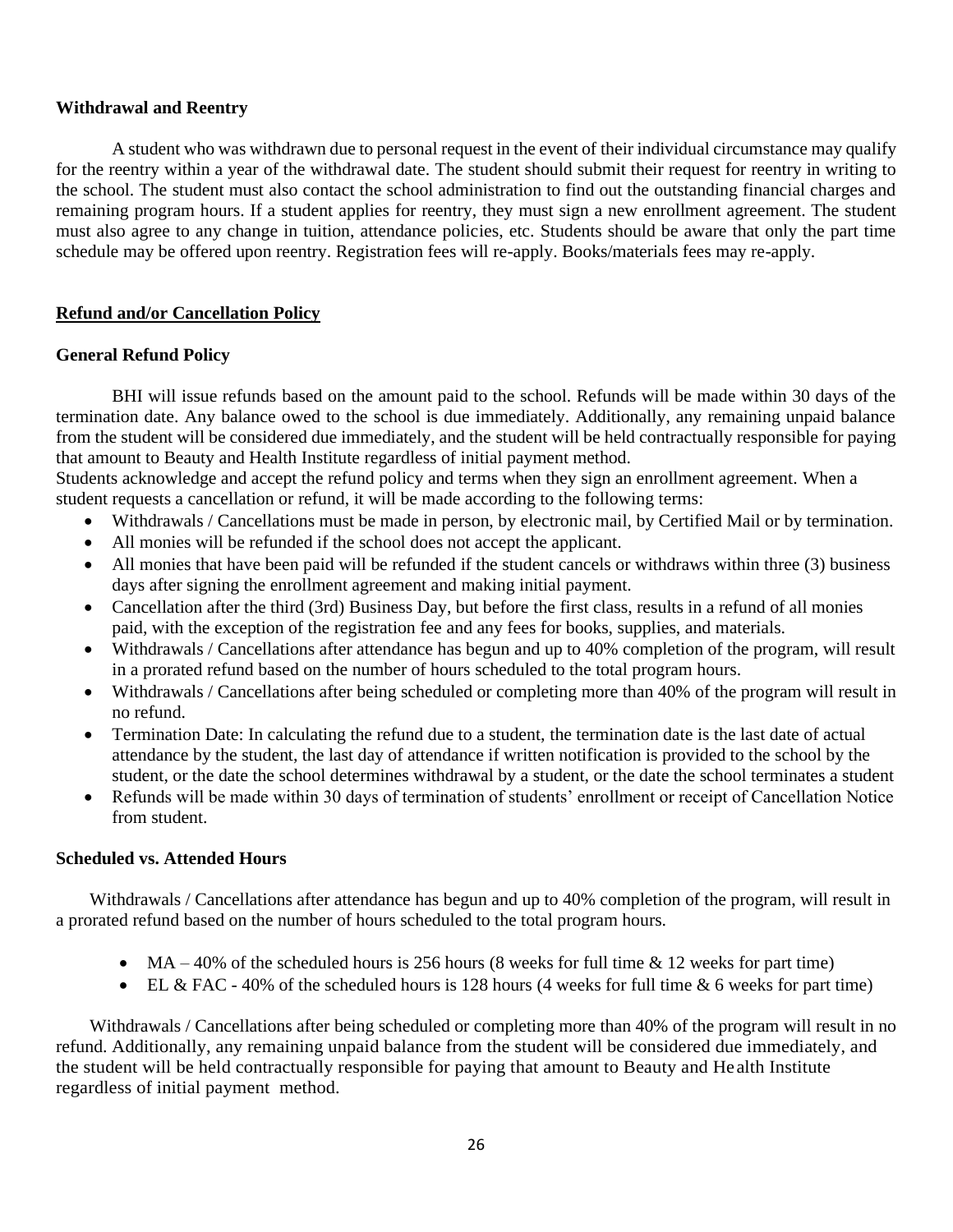### Withdrawal and Reentry

A student who was withdrawn due to personal request in the event of their individual circumstance may qualify for the reentry within a year of the withdrawal date. The student should submit their request for reentry in writing to the school. The student must also contact the school administration to find out the outstanding financial charges and remaining program hours. If a student applies for reentry, they must sign a new enrollment agreement. The student must also agree to any change in tuition, attendance policies, etc. Students should be aware that only the part time schedule may be offered upon reentry. Registration fees will re-apply. Books/materials fees may re-apply.

## Refund and/or Cancellation Policy

### General Refund Policy

BHI will issue refunds based on the amount paid to the school. Refunds will be made within 30 days of the termination date. Any balance owed to the school is due immediately. Additionally, any remaining unpaid balance from the student will be considered due immediately, and the student will be held contractually responsible for paying that amount to Beauty and Health Institute regardless of initial payment method.

Students acknowledge and accept the refund policy and terms when they sign an enrollment agreement. When a student requests a cancellation or refund, it will be made according to the following terms:

- Withdrawals / Cancellations must be made in person, by electronic mail, by Certified Mail or by termination.
- All monies will be refunded if the school does not accept the applicant.
- All monies that have been paid will be refunded if the student cancels or withdraws within three (3) business days after signing the enrollment agreement and making initial payment.
- Cancellation after the third (3rd) Business Day, but before the first class, results in a refund of all monies paid, with the exception of the registration fee and any fees for books, supplies, and materials.
- Withdrawals / Cancellations after attendance has begun and up to 40% completion of the program, will result in a prorated refund based on the number of hours scheduled to the total program hours.
- Withdrawals / Cancellations after being scheduled or completing more than 40% of the program will result in no refund.
- Termination Date: In calculating the refund due to a student, the termination date is the last date of actual attendance by the student, the last day of attendance if written notification is provided to the school by the student, or the date the school determines withdrawal by a student, or the date the school terminates a student
- Refunds will be made within 30 days of termination of students' enrollment or receipt of Cancellation Notice from student.

### Scheduled vs. Attended Hours

Withdrawals / Cancellations after attendance has begun and up to 40% completion of the program, will result in a prorated refund based on the number of hours scheduled to the total program hours.

- MA – 40% of the scheduled hours is 256 hours (8 weeks for full time & 12 weeks for part time)
- EL & FAC - 40% of the scheduled hours is 128 hours (4 weeks for full time & 6 weeks for part time)

Withdrawals / Cancellations after being scheduled or completing more than 40% of the program will result in no refund. Additionally, any remaining unpaid balance from the student will be considered due immediately, and the student will be held contractually responsible for paying that amount to Beauty and Health Institute regardless of initial payment method.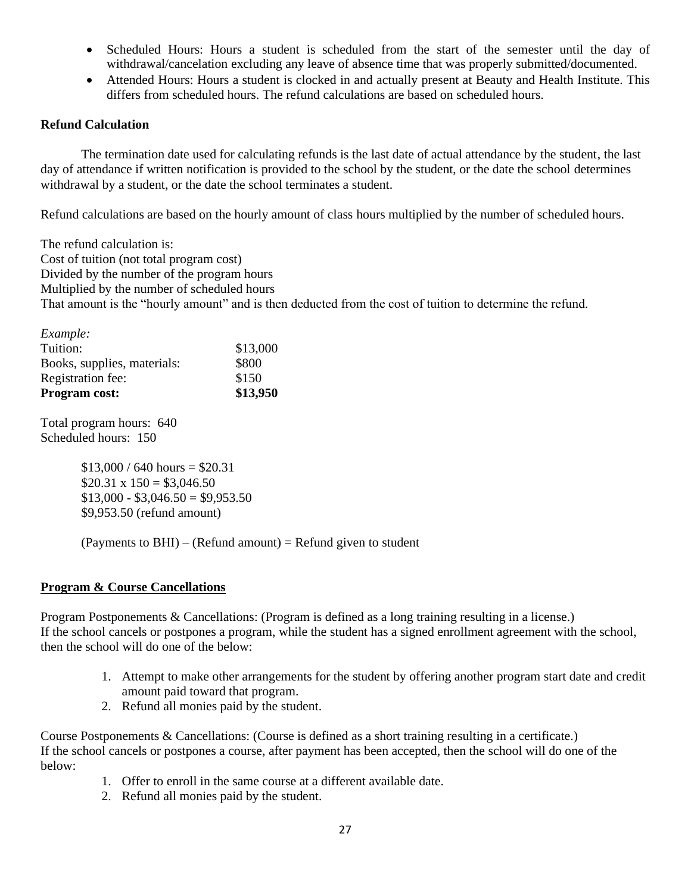- Scheduled Hours: Hours a student is scheduled from the start of the semester until the day of withdrawal/cancelation excluding any leave of absence time that was properly submitted/documented.
- Attended Hours: Hours a student is clocked in and actually present at Beauty and Health Institute. This differs from scheduled hours. The refund calculations are based on scheduled hours.

**Refund Calculation**

The termination date used for calculating refunds is the last date of actual attendance by the student, the last day of attendance if written notification is provided to the school by the student, or the date the school determines withdrawal by a student, or the date the school terminates a student.

Refund calculations are based on the hourly amount of class hours multiplied by the number of scheduled hours.

The refund calculation is:
Cost of tuition (not total program cost)
Divided by the number of the program hours
Multiplied by the number of scheduled hours
That amount is the "hourly amount" and is then deducted from the cost of tuition to determine the refund.

*Example:*

| | |
|---|---|
| Tuition: | $13,000 |
| Books, supplies, materials: | $800 |
| Registration fee: | $150 |
| **Program cost:** | **$13,950** |

Total program hours: 640
Scheduled hours: 150

$13,000 / 640 hours = $20.31
$20.31 x 150 = $3,046.50
$13,000 - $3,046.50 = $9,953.50
$9,953.50 (refund amount)

(Payments to BHI) – (Refund amount) = Refund given to student

## Program & Course Cancellations

Program Postponements & Cancellations: (Program is defined as a long training resulting in a license.)
If the school cancels or postpones a program, while the student has a signed enrollment agreement with the school, then the school will do one of the below:

1. Attempt to make other arrangements for the student by offering another program start date and credit amount paid toward that program.
2. Refund all monies paid by the student.

Course Postponements & Cancellations: (Course is defined as a short training resulting in a certificate.)
If the school cancels or postpones a course, after payment has been accepted, then the school will do one of the below:

1. Offer to enroll in the same course at a different available date.
2. Refund all monies paid by the student.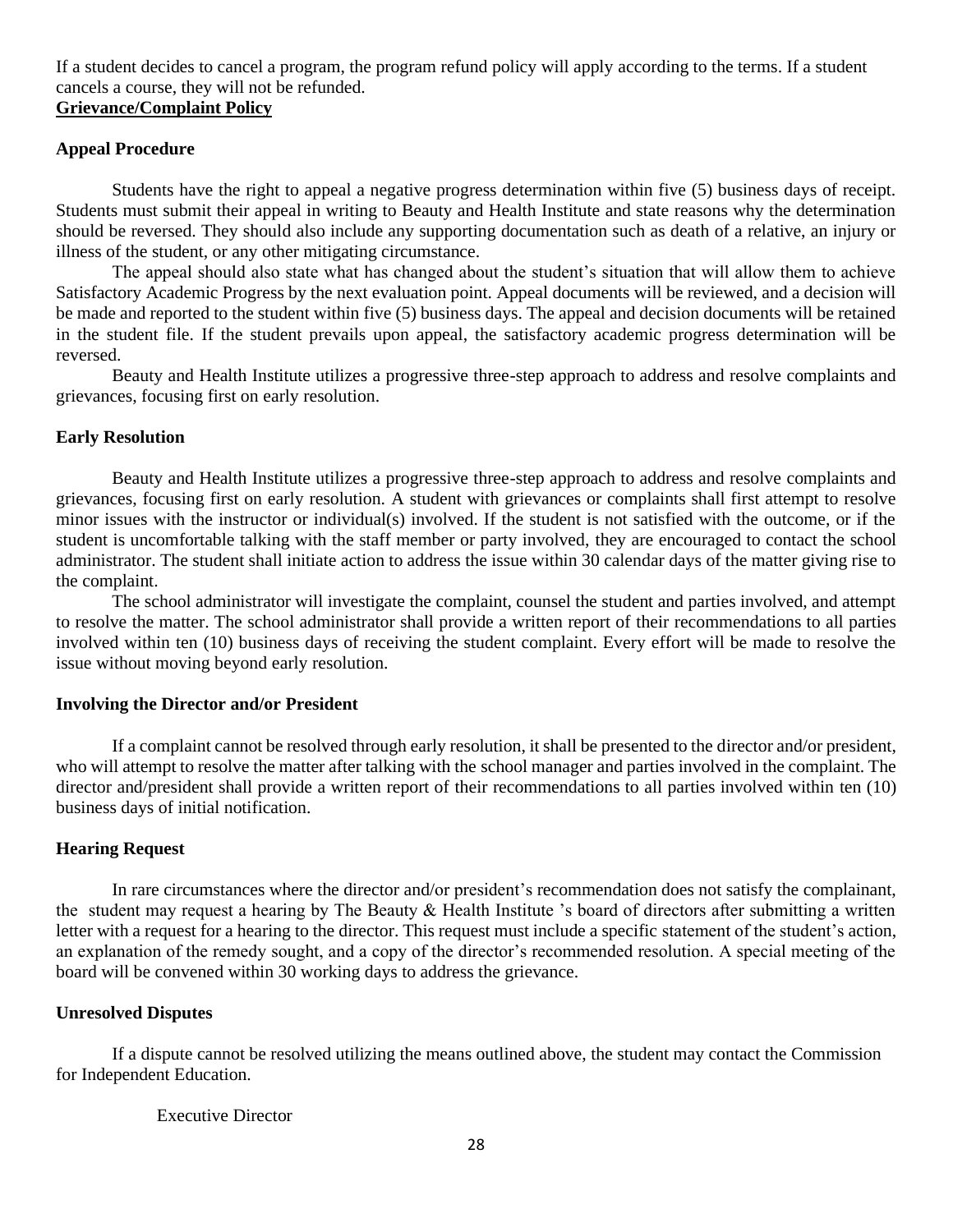If a student decides to cancel a program, the program refund policy will apply according to the terms. If a student cancels a course, they will not be refunded.

## Grievance/Complaint Policy

### Appeal Procedure

Students have the right to appeal a negative progress determination within five (5) business days of receipt. Students must submit their appeal in writing to Beauty and Health Institute and state reasons why the determination should be reversed. They should also include any supporting documentation such as death of a relative, an injury or illness of the student, or any other mitigating circumstance.

The appeal should also state what has changed about the student's situation that will allow them to achieve Satisfactory Academic Progress by the next evaluation point. Appeal documents will be reviewed, and a decision will be made and reported to the student within five (5) business days. The appeal and decision documents will be retained in the student file. If the student prevails upon appeal, the satisfactory academic progress determination will be reversed.

Beauty and Health Institute utilizes a progressive three-step approach to address and resolve complaints and grievances, focusing first on early resolution.

### Early Resolution

Beauty and Health Institute utilizes a progressive three-step approach to address and resolve complaints and grievances, focusing first on early resolution. A student with grievances or complaints shall first attempt to resolve minor issues with the instructor or individual(s) involved. If the student is not satisfied with the outcome, or if the student is uncomfortable talking with the staff member or party involved, they are encouraged to contact the school administrator. The student shall initiate action to address the issue within 30 calendar days of the matter giving rise to the complaint.

The school administrator will investigate the complaint, counsel the student and parties involved, and attempt to resolve the matter. The school administrator shall provide a written report of their recommendations to all parties involved within ten (10) business days of receiving the student complaint. Every effort will be made to resolve the issue without moving beyond early resolution.

### Involving the Director and/or President

If a complaint cannot be resolved through early resolution, it shall be presented to the director and/or president, who will attempt to resolve the matter after talking with the school manager and parties involved in the complaint. The director and/president shall provide a written report of their recommendations to all parties involved within ten (10) business days of initial notification.

### Hearing Request

In rare circumstances where the director and/or president's recommendation does not satisfy the complainant, the student may request a hearing by The Beauty & Health Institute 's board of directors after submitting a written letter with a request for a hearing to the director. This request must include a specific statement of the student's action, an explanation of the remedy sought, and a copy of the director's recommended resolution. A special meeting of the board will be convened within 30 working days to address the grievance.

### Unresolved Disputes

If a dispute cannot be resolved utilizing the means outlined above, the student may contact the Commission for Independent Education.

Executive Director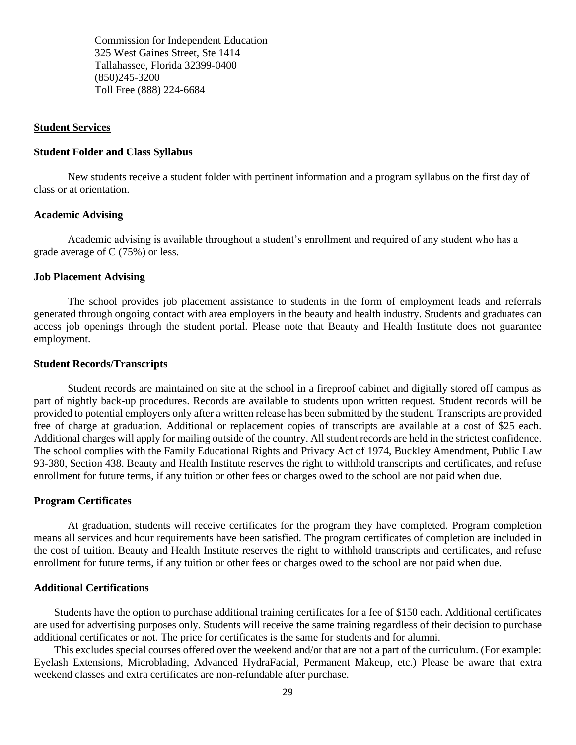Commission for Independent Education
325 West Gaines Street, Ste 1414
Tallahassee, Florida 32399-0400
(850)245-3200
Toll Free (888) 224-6684

## Student Services

### Student Folder and Class Syllabus

New students receive a student folder with pertinent information and a program syllabus on the first day of class or at orientation.

### Academic Advising

Academic advising is available throughout a student's enrollment and required of any student who has a grade average of C (75%) or less.

### Job Placement Advising

The school provides job placement assistance to students in the form of employment leads and referrals generated through ongoing contact with area employers in the beauty and health industry. Students and graduates can access job openings through the student portal. Please note that Beauty and Health Institute does not guarantee employment.

### Student Records/Transcripts

Student records are maintained on site at the school in a fireproof cabinet and digitally stored off campus as part of nightly back-up procedures. Records are available to students upon written request. Student records will be provided to potential employers only after a written release has been submitted by the student. Transcripts are provided free of charge at graduation. Additional or replacement copies of transcripts are available at a cost of $25 each. Additional charges will apply for mailing outside of the country. All student records are held in the strictest confidence. The school complies with the Family Educational Rights and Privacy Act of 1974, Buckley Amendment, Public Law 93-380, Section 438. Beauty and Health Institute reserves the right to withhold transcripts and certificates, and refuse enrollment for future terms, if any tuition or other fees or charges owed to the school are not paid when due.

### Program Certificates

At graduation, students will receive certificates for the program they have completed. Program completion means all services and hour requirements have been satisfied. The program certificates of completion are included in the cost of tuition. Beauty and Health Institute reserves the right to withhold transcripts and certificates, and refuse enrollment for future terms, if any tuition or other fees or charges owed to the school are not paid when due.

### Additional Certifications

Students have the option to purchase additional training certificates for a fee of $150 each. Additional certificates are used for advertising purposes only. Students will receive the same training regardless of their decision to purchase additional certificates or not. The price for certificates is the same for students and for alumni.

This excludes special courses offered over the weekend and/or that are not a part of the curriculum. (For example: Eyelash Extensions, Microblading, Advanced HydraFacial, Permanent Makeup, etc.) Please be aware that extra weekend classes and extra certificates are non-refundable after purchase.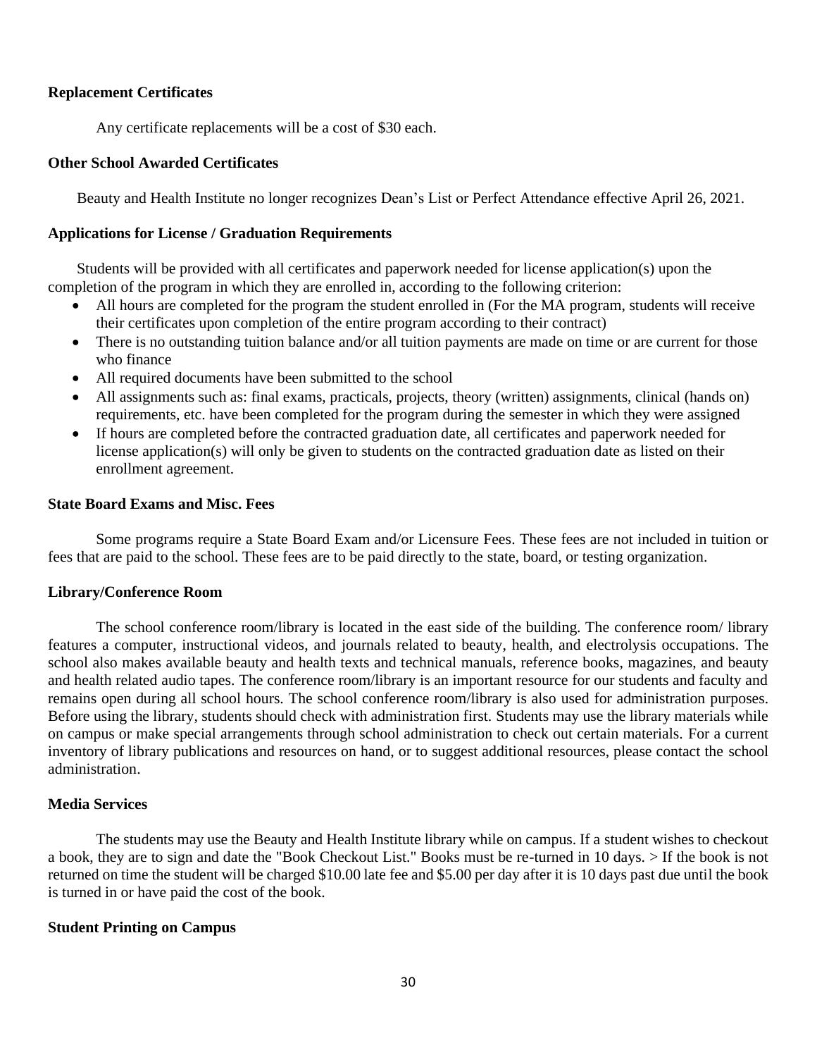**Replacement Certificates**

Any certificate replacements will be a cost of $30 each.

**Other School Awarded Certificates**

Beauty and Health Institute no longer recognizes Dean's List or Perfect Attendance effective April 26, 2021.

**Applications for License / Graduation Requirements**

Students will be provided with all certificates and paperwork needed for license application(s) upon the completion of the program in which they are enrolled in, according to the following criterion:

- All hours are completed for the program the student enrolled in (For the MA program, students will receive their certificates upon completion of the entire program according to their contract)
- There is no outstanding tuition balance and/or all tuition payments are made on time or are current for those who finance
- All required documents have been submitted to the school
- All assignments such as: final exams, practicals, projects, theory (written) assignments, clinical (hands on) requirements, etc. have been completed for the program during the semester in which they were assigned
- If hours are completed before the contracted graduation date, all certificates and paperwork needed for license application(s) will only be given to students on the contracted graduation date as listed on their enrollment agreement.

**State Board Exams and Misc. Fees**

Some programs require a State Board Exam and/or Licensure Fees. These fees are not included in tuition or fees that are paid to the school. These fees are to be paid directly to the state, board, or testing organization.

**Library/Conference Room**

The school conference room/library is located in the east side of the building. The conference room/ library features a computer, instructional videos, and journals related to beauty, health, and electrolysis occupations. The school also makes available beauty and health texts and technical manuals, reference books, magazines, and beauty and health related audio tapes. The conference room/library is an important resource for our students and faculty and remains open during all school hours. The school conference room/library is also used for administration purposes. Before using the library, students should check with administration first. Students may use the library materials while on campus or make special arrangements through school administration to check out certain materials. For a current inventory of library publications and resources on hand, or to suggest additional resources, please contact the school administration.

**Media Services**

The students may use the Beauty and Health Institute library while on campus. If a student wishes to checkout a book, they are to sign and date the "Book Checkout List." Books must be re-turned in 10 days. > If the book is not returned on time the student will be charged $10.00 late fee and $5.00 per day after it is 10 days past due until the book is turned in or have paid the cost of the book.

**Student Printing on Campus**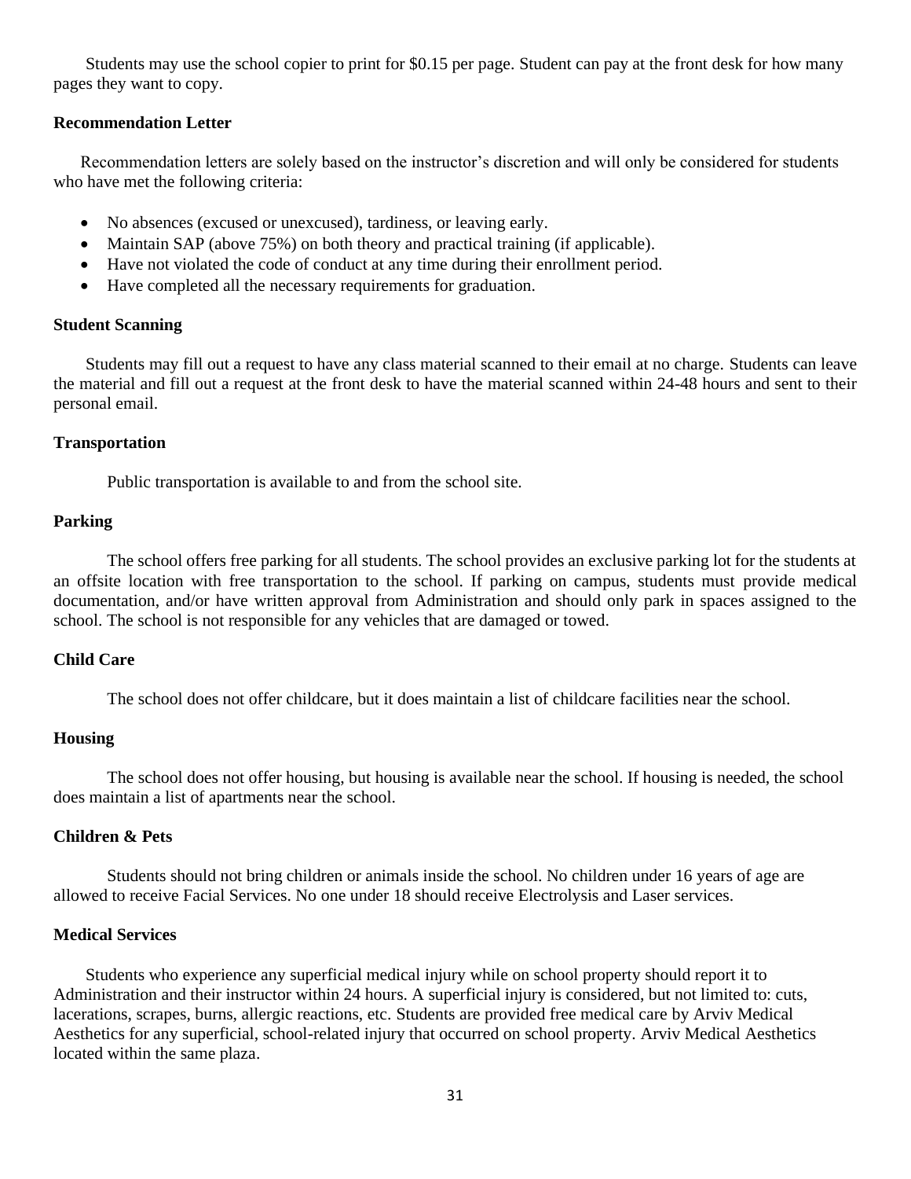Students may use the school copier to print for $0.15 per page. Student can pay at the front desk for how many pages they want to copy.

**Recommendation Letter**

Recommendation letters are solely based on the instructor's discretion and will only be considered for students who have met the following criteria:

- No absences (excused or unexcused), tardiness, or leaving early.
- Maintain SAP (above 75%) on both theory and practical training (if applicable).
- Have not violated the code of conduct at any time during their enrollment period.
- Have completed all the necessary requirements for graduation.

**Student Scanning**

Students may fill out a request to have any class material scanned to their email at no charge. Students can leave the material and fill out a request at the front desk to have the material scanned within 24-48 hours and sent to their personal email.

**Transportation**

Public transportation is available to and from the school site.

**Parking**

The school offers free parking for all students. The school provides an exclusive parking lot for the students at an offsite location with free transportation to the school. If parking on campus, students must provide medical documentation, and/or have written approval from Administration and should only park in spaces assigned to the school. The school is not responsible for any vehicles that are damaged or towed.

**Child Care**

The school does not offer childcare, but it does maintain a list of childcare facilities near the school.

**Housing**

The school does not offer housing, but housing is available near the school. If housing is needed, the school does maintain a list of apartments near the school.

**Children & Pets**

Students should not bring children or animals inside the school. No children under 16 years of age are allowed to receive Facial Services. No one under 18 should receive Electrolysis and Laser services.

**Medical Services**

Students who experience any superficial medical injury while on school property should report it to Administration and their instructor within 24 hours. A superficial injury is considered, but not limited to: cuts, lacerations, scrapes, burns, allergic reactions, etc. Students are provided free medical care by Arviv Medical Aesthetics for any superficial, school-related injury that occurred on school property. Arviv Medical Aesthetics located within the same plaza.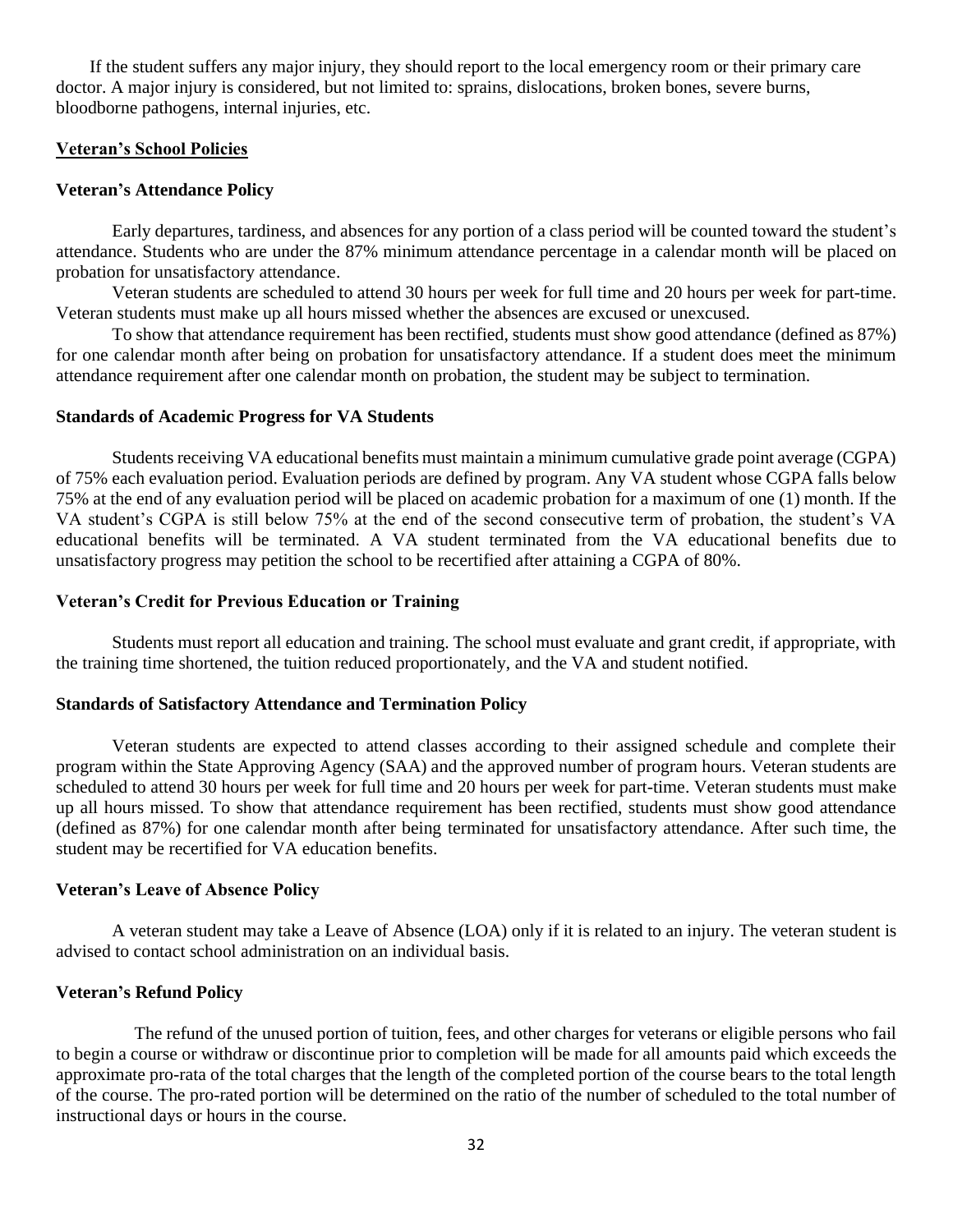If the student suffers any major injury, they should report to the local emergency room or their primary care doctor. A major injury is considered, but not limited to: sprains, dislocations, broken bones, severe burns, bloodborne pathogens, internal injuries, etc.

## Veteran's School Policies

### Veteran's Attendance Policy

Early departures, tardiness, and absences for any portion of a class period will be counted toward the student's attendance. Students who are under the 87% minimum attendance percentage in a calendar month will be placed on probation for unsatisfactory attendance.

Veteran students are scheduled to attend 30 hours per week for full time and 20 hours per week for part-time. Veteran students must make up all hours missed whether the absences are excused or unexcused.

To show that attendance requirement has been rectified, students must show good attendance (defined as 87%) for one calendar month after being on probation for unsatisfactory attendance. If a student does meet the minimum attendance requirement after one calendar month on probation, the student may be subject to termination.

### Standards of Academic Progress for VA Students

Students receiving VA educational benefits must maintain a minimum cumulative grade point average (CGPA) of 75% each evaluation period. Evaluation periods are defined by program. Any VA student whose CGPA falls below 75% at the end of any evaluation period will be placed on academic probation for a maximum of one (1) month. If the VA student's CGPA is still below 75% at the end of the second consecutive term of probation, the student's VA educational benefits will be terminated. A VA student terminated from the VA educational benefits due to unsatisfactory progress may petition the school to be recertified after attaining a CGPA of 80%.

### Veteran's Credit for Previous Education or Training

Students must report all education and training. The school must evaluate and grant credit, if appropriate, with the training time shortened, the tuition reduced proportionately, and the VA and student notified.

### Standards of Satisfactory Attendance and Termination Policy

Veteran students are expected to attend classes according to their assigned schedule and complete their program within the State Approving Agency (SAA) and the approved number of program hours. Veteran students are scheduled to attend 30 hours per week for full time and 20 hours per week for part-time. Veteran students must make up all hours missed. To show that attendance requirement has been rectified, students must show good attendance (defined as 87%) for one calendar month after being terminated for unsatisfactory attendance. After such time, the student may be recertified for VA education benefits.

### Veteran's Leave of Absence Policy

A veteran student may take a Leave of Absence (LOA) only if it is related to an injury. The veteran student is advised to contact school administration on an individual basis.

### Veteran's Refund Policy

The refund of the unused portion of tuition, fees, and other charges for veterans or eligible persons who fail to begin a course or withdraw or discontinue prior to completion will be made for all amounts paid which exceeds the approximate pro-rata of the total charges that the length of the completed portion of the course bears to the total length of the course. The pro-rated portion will be determined on the ratio of the number of scheduled to the total number of instructional days or hours in the course.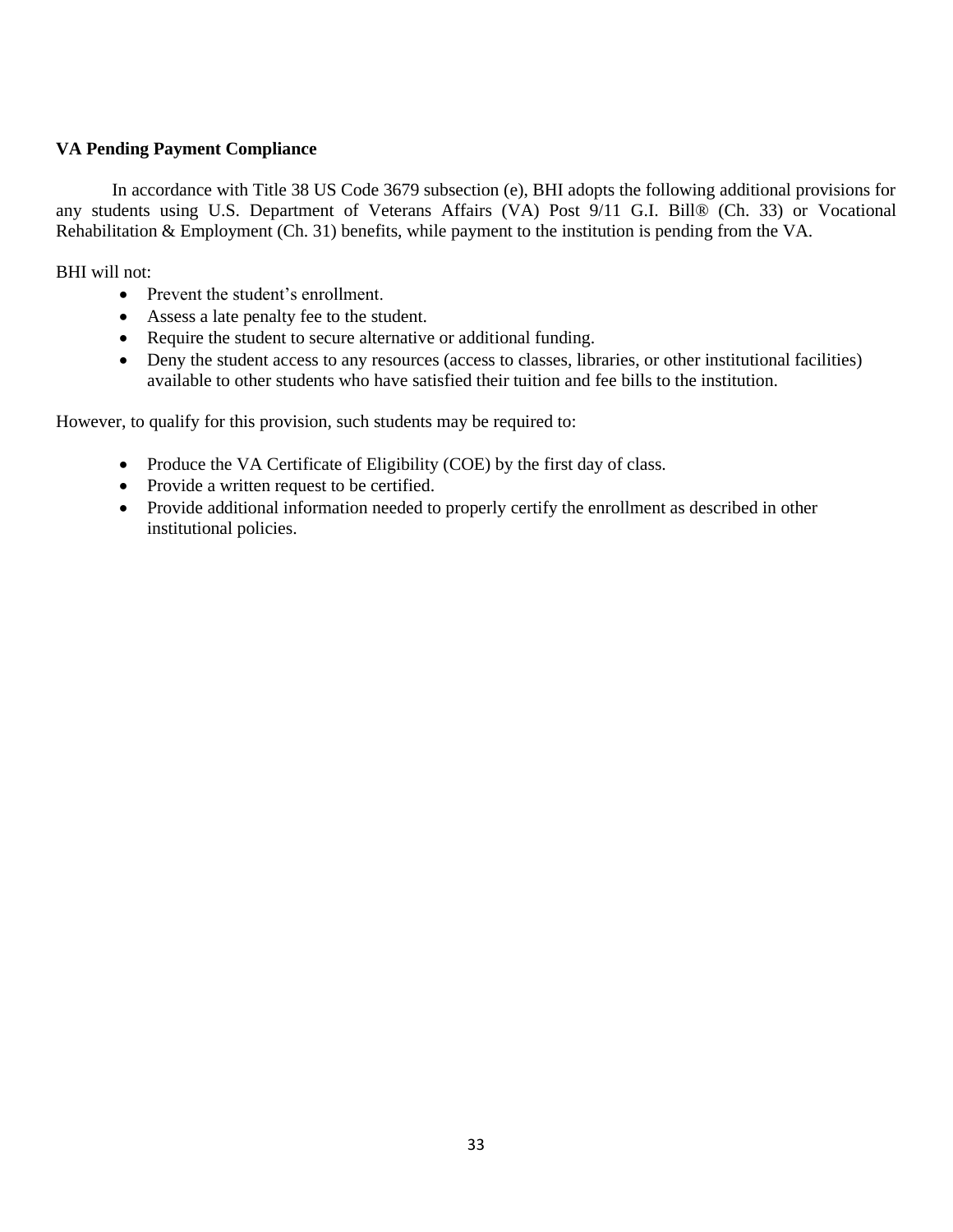**VA Pending Payment Compliance**

In accordance with Title 38 US Code 3679 subsection (e), BHI adopts the following additional provisions for any students using U.S. Department of Veterans Affairs (VA) Post 9/11 G.I. Bill® (Ch. 33) or Vocational Rehabilitation & Employment (Ch. 31) benefits, while payment to the institution is pending from the VA.

BHI will not:

- Prevent the student's enrollment.
- Assess a late penalty fee to the student.
- Require the student to secure alternative or additional funding.
- Deny the student access to any resources (access to classes, libraries, or other institutional facilities) available to other students who have satisfied their tuition and fee bills to the institution.

However, to qualify for this provision, such students may be required to:

- Produce the VA Certificate of Eligibility (COE) by the first day of class.
- Provide a written request to be certified.
- Provide additional information needed to properly certify the enrollment as described in other institutional policies.